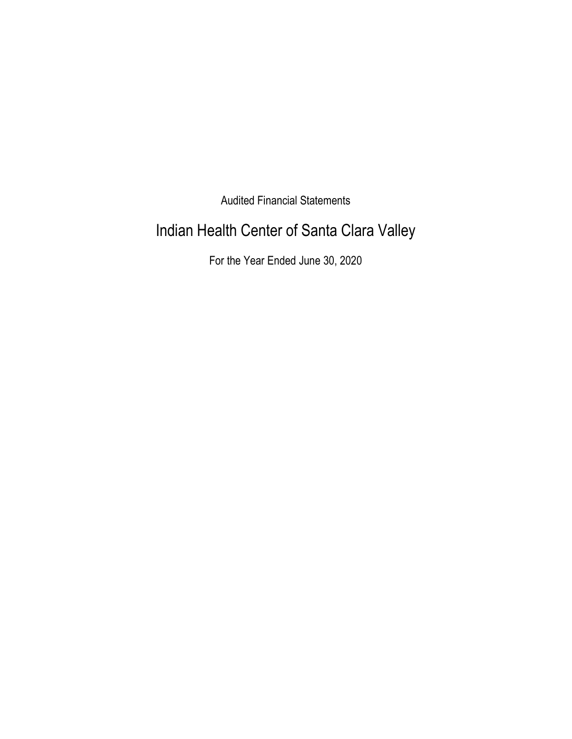Audited Financial Statements

# Indian Health Center of Santa Clara Valley

For the Year Ended June 30, 2020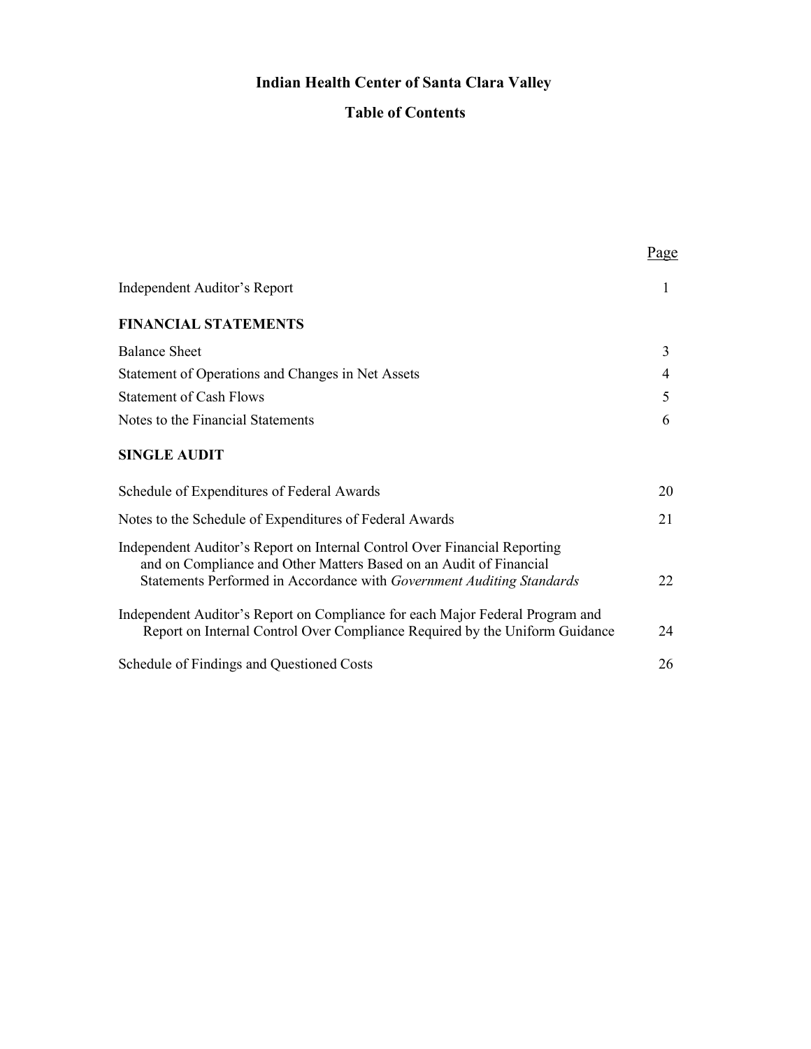# Indian Health Center of Santa Clara Valley

## Table of Contents

| | Page |
|---|---|
| Independent Auditor's Report | 1 |
| **FINANCIAL STATEMENTS** | |
| Balance Sheet | 3 |
| Statement of Operations and Changes in Net Assets | 4 |
| Statement of Cash Flows | 5 |
| Notes to the Financial Statements | 6 |
| **SINGLE AUDIT** | |
| Schedule of Expenditures of Federal Awards | 20 |
| Notes to the Schedule of Expenditures of Federal Awards | 21 |
| Independent Auditor's Report on Internal Control Over Financial Reporting and on Compliance and Other Matters Based on an Audit of Financial Statements Performed in Accordance with *Government Auditing Standards* | 22 |
| Independent Auditor's Report on Compliance for each Major Federal Program and Report on Internal Control Over Compliance Required by the Uniform Guidance | 24 |
| Schedule of Findings and Questioned Costs | 26 |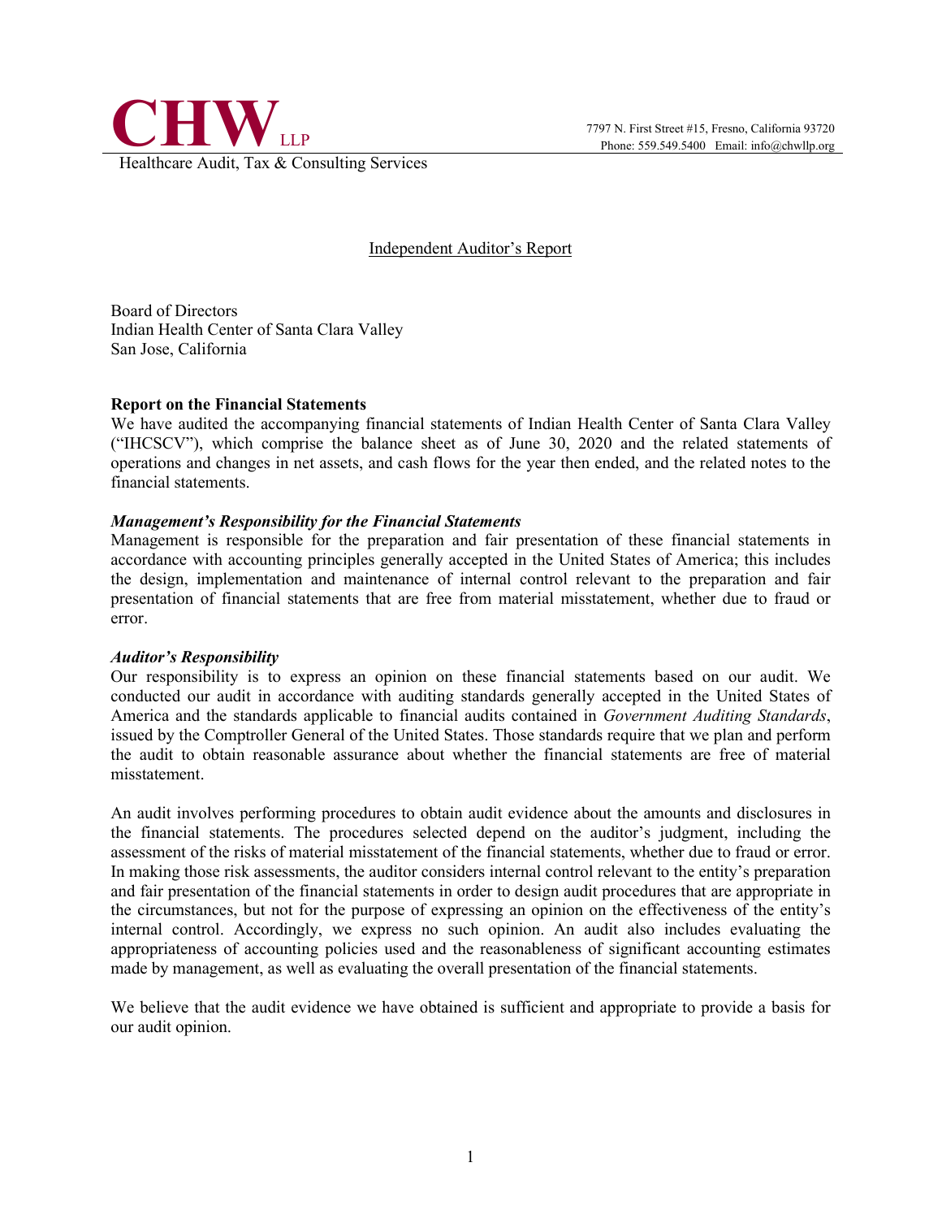**CHW** LLP

Healthcare Audit, Tax & Consulting Services

7797 N. First Street #15, Fresno, California 93720
Phone: 559.549.5400 Email: info@chwllp.org

# Independent Auditor's Report

Board of Directors
Indian Health Center of Santa Clara Valley
San Jose, California

## Report on the Financial Statements

We have audited the accompanying financial statements of Indian Health Center of Santa Clara Valley ("IHCSCV"), which comprise the balance sheet as of June 30, 2020 and the related statements of operations and changes in net assets, and cash flows for the year then ended, and the related notes to the financial statements.

### *Management's Responsibility for the Financial Statements*

Management is responsible for the preparation and fair presentation of these financial statements in accordance with accounting principles generally accepted in the United States of America; this includes the design, implementation and maintenance of internal control relevant to the preparation and fair presentation of financial statements that are free from material misstatement, whether due to fraud or error.

### *Auditor's Responsibility*

Our responsibility is to express an opinion on these financial statements based on our audit. We conducted our audit in accordance with auditing standards generally accepted in the United States of America and the standards applicable to financial audits contained in *Government Auditing Standards*, issued by the Comptroller General of the United States. Those standards require that we plan and perform the audit to obtain reasonable assurance about whether the financial statements are free of material misstatement.

An audit involves performing procedures to obtain audit evidence about the amounts and disclosures in the financial statements. The procedures selected depend on the auditor's judgment, including the assessment of the risks of material misstatement of the financial statements, whether due to fraud or error. In making those risk assessments, the auditor considers internal control relevant to the entity's preparation and fair presentation of the financial statements in order to design audit procedures that are appropriate in the circumstances, but not for the purpose of expressing an opinion on the effectiveness of the entity's internal control. Accordingly, we express no such opinion. An audit also includes evaluating the appropriateness of accounting policies used and the reasonableness of significant accounting estimates made by management, as well as evaluating the overall presentation of the financial statements.

We believe that the audit evidence we have obtained is sufficient and appropriate to provide a basis for our audit opinion.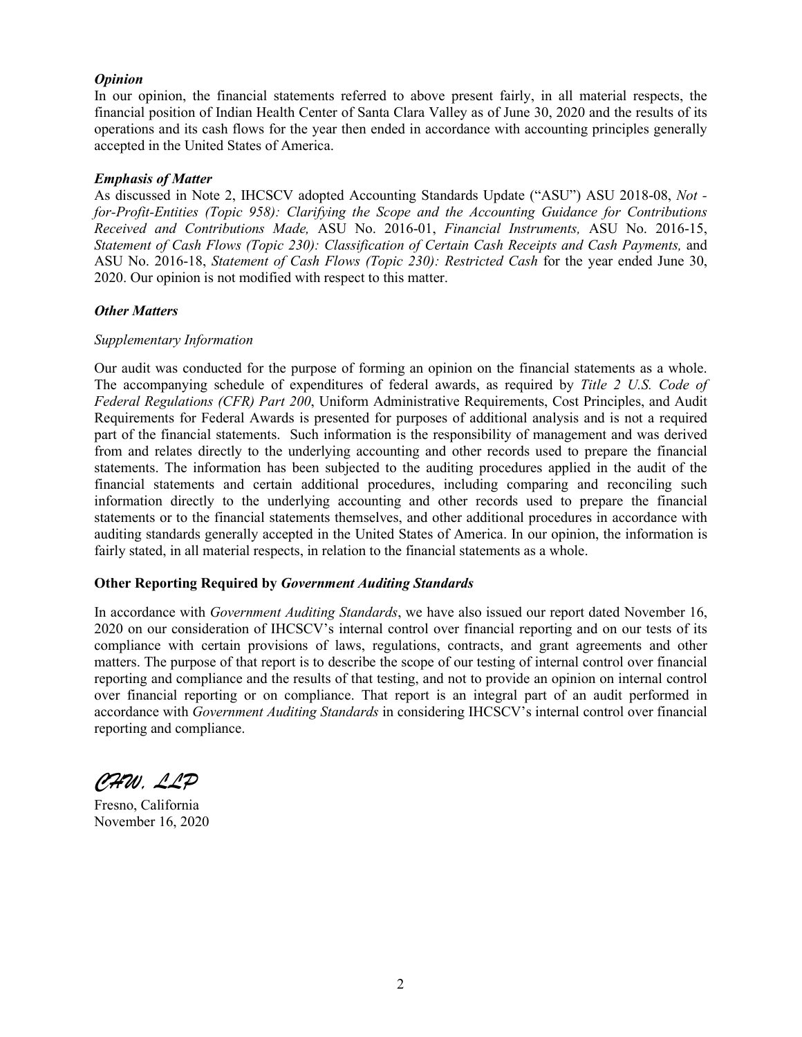***Opinion***

In our opinion, the financial statements referred to above present fairly, in all material respects, the financial position of Indian Health Center of Santa Clara Valley as of June 30, 2020 and the results of its operations and its cash flows for the year then ended in accordance with accounting principles generally accepted in the United States of America.

***Emphasis of Matter***

As discussed in Note 2, IHCSCV adopted Accounting Standards Update ("ASU") ASU 2018-08, *Not - for-Profit-Entities (Topic 958): Clarifying the Scope and the Accounting Guidance for Contributions Received and Contributions Made,* ASU No. 2016-01, *Financial Instruments,* ASU No. 2016-15, *Statement of Cash Flows (Topic 230): Classification of Certain Cash Receipts and Cash Payments,* and ASU No. 2016-18, *Statement of Cash Flows (Topic 230): Restricted Cash* for the year ended June 30, 2020. Our opinion is not modified with respect to this matter.

***Other Matters***

*Supplementary Information*

Our audit was conducted for the purpose of forming an opinion on the financial statements as a whole. The accompanying schedule of expenditures of federal awards, as required by *Title 2 U.S. Code of Federal Regulations (CFR) Part 200*, Uniform Administrative Requirements, Cost Principles, and Audit Requirements for Federal Awards is presented for purposes of additional analysis and is not a required part of the financial statements. Such information is the responsibility of management and was derived from and relates directly to the underlying accounting and other records used to prepare the financial statements. The information has been subjected to the auditing procedures applied in the audit of the financial statements and certain additional procedures, including comparing and reconciling such information directly to the underlying accounting and other records used to prepare the financial statements or to the financial statements themselves, and other additional procedures in accordance with auditing standards generally accepted in the United States of America. In our opinion, the information is fairly stated, in all material respects, in relation to the financial statements as a whole.

**Other Reporting Required by *Government Auditing Standards***

In accordance with *Government Auditing Standards*, we have also issued our report dated November 16, 2020 on our consideration of IHCSCV's internal control over financial reporting and on our tests of its compliance with certain provisions of laws, regulations, contracts, and grant agreements and other matters. The purpose of that report is to describe the scope of our testing of internal control over financial reporting and compliance and the results of that testing, and not to provide an opinion on internal control over financial reporting or on compliance. That report is an integral part of an audit performed in accordance with *Government Auditing Standards* in considering IHCSCV's internal control over financial reporting and compliance.

*CHW, LLP*

Fresno, California
November 16, 2020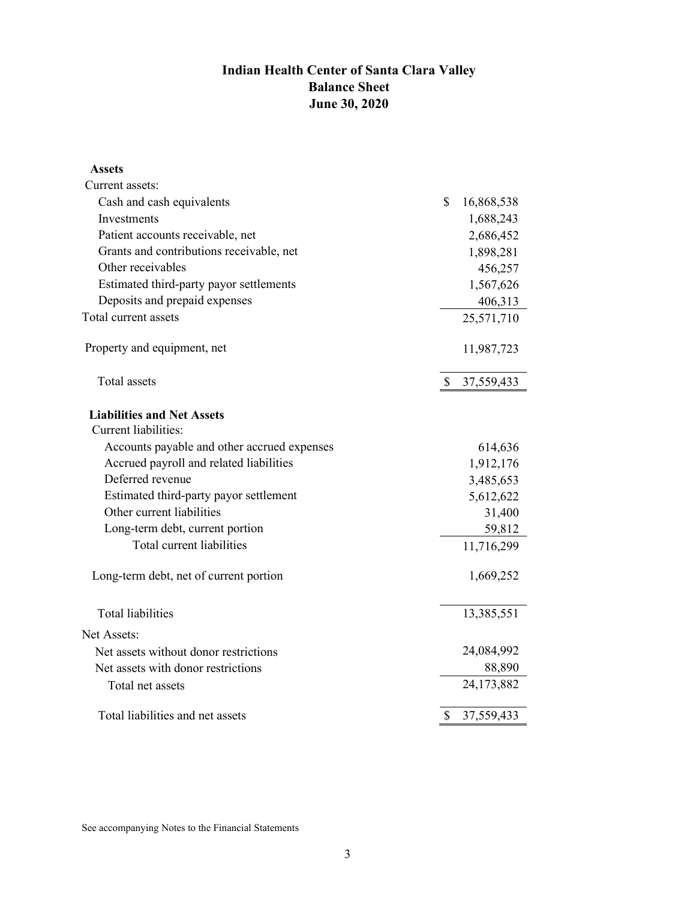# Indian Health Center of Santa Clara Valley
## Balance Sheet
### June 30, 2020

| | |
|---|---|
| **Assets** | |
| Current assets: | |
| Cash and cash equivalents | $ 16,868,538 |
| Investments | 1,688,243 |
| Patient accounts receivable, net | 2,686,452 |
| Grants and contributions receivable, net | 1,898,281 |
| Other receivables | 456,257 |
| Estimated third-party payor settlements | 1,567,626 |
| Deposits and prepaid expenses | 406,313 |
| Total current assets | 25,571,710 |
| Property and equipment, net | 11,987,723 |
| Total assets | $ 37,559,433 |
| **Liabilities and Net Assets** | |
| Current liabilities: | |
| Accounts payable and other accrued expenses | 614,636 |
| Accrued payroll and related liabilities | 1,912,176 |
| Deferred revenue | 3,485,653 |
| Estimated third-party payor settlement | 5,612,622 |
| Other current liabilities | 31,400 |
| Long-term debt, current portion | 59,812 |
| Total current liabilities | 11,716,299 |
| Long-term debt, net of current portion | 1,669,252 |
| Total liabilities | 13,385,551 |
| Net Assets: | |
| Net assets without donor restrictions | 24,084,992 |
| Net assets with donor restrictions | 88,890 |
| Total net assets | 24,173,882 |
| Total liabilities and net assets | $ 37,559,433 |

See accompanying Notes to the Financial Statements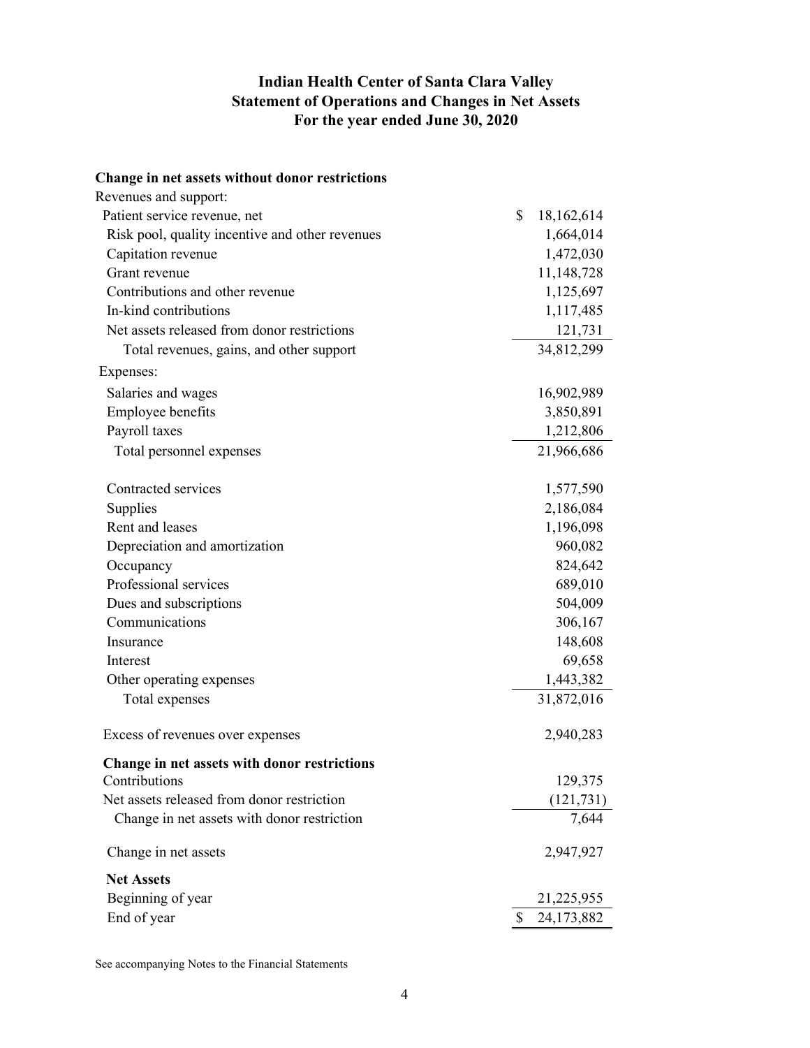# Indian Health Center of Santa Clara Valley
## Statement of Operations and Changes in Net Assets
### For the year ended June 30, 2020

| | |
|---|---|
| **Change in net assets without donor restrictions** | |
| Revenues and support: | |
| Patient service revenue, net | $ 18,162,614 |
| Risk pool, quality incentive and other revenues | 1,664,014 |
| Capitation revenue | 1,472,030 |
| Grant revenue | 11,148,728 |
| Contributions and other revenue | 1,125,697 |
| In-kind contributions | 1,117,485 |
| Net assets released from donor restrictions | 121,731 |
| Total revenues, gains, and other support | 34,812,299 |
| Expenses: | |
| Salaries and wages | 16,902,989 |
| Employee benefits | 3,850,891 |
| Payroll taxes | 1,212,806 |
| Total personnel expenses | 21,966,686 |
| | |
| Contracted services | 1,577,590 |
| Supplies | 2,186,084 |
| Rent and leases | 1,196,098 |
| Depreciation and amortization | 960,082 |
| Occupancy | 824,642 |
| Professional services | 689,010 |
| Dues and subscriptions | 504,009 |
| Communications | 306,167 |
| Insurance | 148,608 |
| Interest | 69,658 |
| Other operating expenses | 1,443,382 |
| Total expenses | 31,872,016 |
| | |
| Excess of revenues over expenses | 2,940,283 |
| **Change in net assets with donor restrictions** | |
| Contributions | 129,375 |
| Net assets released from donor restriction | (121,731) |
| Change in net assets with donor restriction | 7,644 |
| | |
| Change in net assets | 2,947,927 |
| **Net Assets** | |
| Beginning of year | 21,225,955 |
| End of year | $ 24,173,882 |

See accompanying Notes to the Financial Statements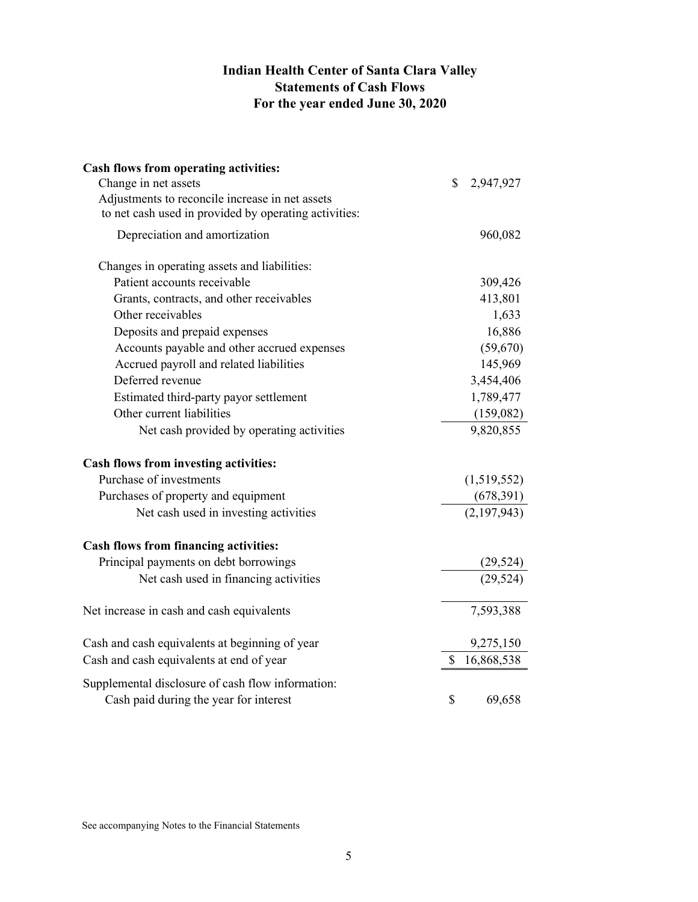# Indian Health Center of Santa Clara Valley
## Statements of Cash Flows
### For the year ended June 30, 2020

| | |
|---|---|
| **Cash flows from operating activities:** | |
| Change in net assets | $ 2,947,927 |
| Adjustments to reconcile increase in net assets to net cash used in provided by operating activities: | |
| Depreciation and amortization | 960,082 |
| Changes in operating assets and liabilities: | |
| Patient accounts receivable | 309,426 |
| Grants, contracts, and other receivables | 413,801 |
| Other receivables | 1,633 |
| Deposits and prepaid expenses | 16,886 |
| Accounts payable and other accrued expenses | (59,670) |
| Accrued payroll and related liabilities | 145,969 |
| Deferred revenue | 3,454,406 |
| Estimated third-party payor settlement | 1,789,477 |
| Other current liabilities | (159,082) |
| Net cash provided by operating activities | 9,820,855 |
| **Cash flows from investing activities:** | |
| Purchase of investments | (1,519,552) |
| Purchases of property and equipment | (678,391) |
| Net cash used in investing activities | (2,197,943) |
| **Cash flows from financing activities:** | |
| Principal payments on debt borrowings | (29,524) |
| Net cash used in financing activities | (29,524) |
| Net increase in cash and cash equivalents | 7,593,388 |
| Cash and cash equivalents at beginning of year | 9,275,150 |
| Cash and cash equivalents at end of year | $ 16,868,538 |
| Supplemental disclosure of cash flow information: | |
| Cash paid during the year for interest | $ 69,658 |

See accompanying Notes to the Financial Statements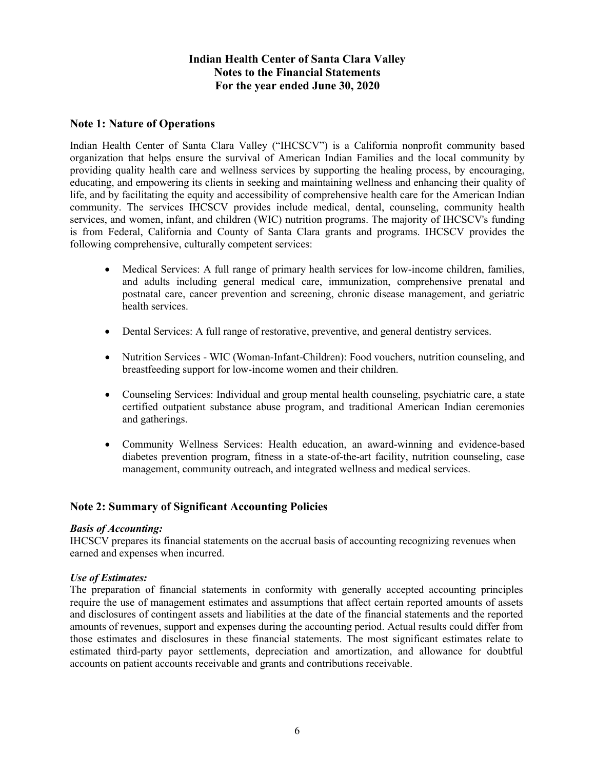# Indian Health Center of Santa Clara Valley
## Notes to the Financial Statements
## For the year ended June 30, 2020

## Note 1: Nature of Operations

Indian Health Center of Santa Clara Valley ("IHCSCV") is a California nonprofit community based organization that helps ensure the survival of American Indian Families and the local community by providing quality health care and wellness services by supporting the healing process, by encouraging, educating, and empowering its clients in seeking and maintaining wellness and enhancing their quality of life, and by facilitating the equity and accessibility of comprehensive health care for the American Indian community. The services IHCSCV provides include medical, dental, counseling, community health services, and women, infant, and children (WIC) nutrition programs. The majority of IHCSCV's funding is from Federal, California and County of Santa Clara grants and programs. IHCSCV provides the following comprehensive, culturally competent services:

- Medical Services: A full range of primary health services for low-income children, families, and adults including general medical care, immunization, comprehensive prenatal and postnatal care, cancer prevention and screening, chronic disease management, and geriatric health services.
- Dental Services: A full range of restorative, preventive, and general dentistry services.
- Nutrition Services - WIC (Woman-Infant-Children): Food vouchers, nutrition counseling, and breastfeeding support for low-income women and their children.
- Counseling Services: Individual and group mental health counseling, psychiatric care, a state certified outpatient substance abuse program, and traditional American Indian ceremonies and gatherings.
- Community Wellness Services: Health education, an award-winning and evidence-based diabetes prevention program, fitness in a state-of-the-art facility, nutrition counseling, case management, community outreach, and integrated wellness and medical services.

## Note 2: Summary of Significant Accounting Policies

***Basis of Accounting:***
IHCSCV prepares its financial statements on the accrual basis of accounting recognizing revenues when earned and expenses when incurred.

***Use of Estimates:***
The preparation of financial statements in conformity with generally accepted accounting principles require the use of management estimates and assumptions that affect certain reported amounts of assets and disclosures of contingent assets and liabilities at the date of the financial statements and the reported amounts of revenues, support and expenses during the accounting period. Actual results could differ from those estimates and disclosures in these financial statements. The most significant estimates relate to estimated third-party payor settlements, depreciation and amortization, and allowance for doubtful accounts on patient accounts receivable and grants and contributions receivable.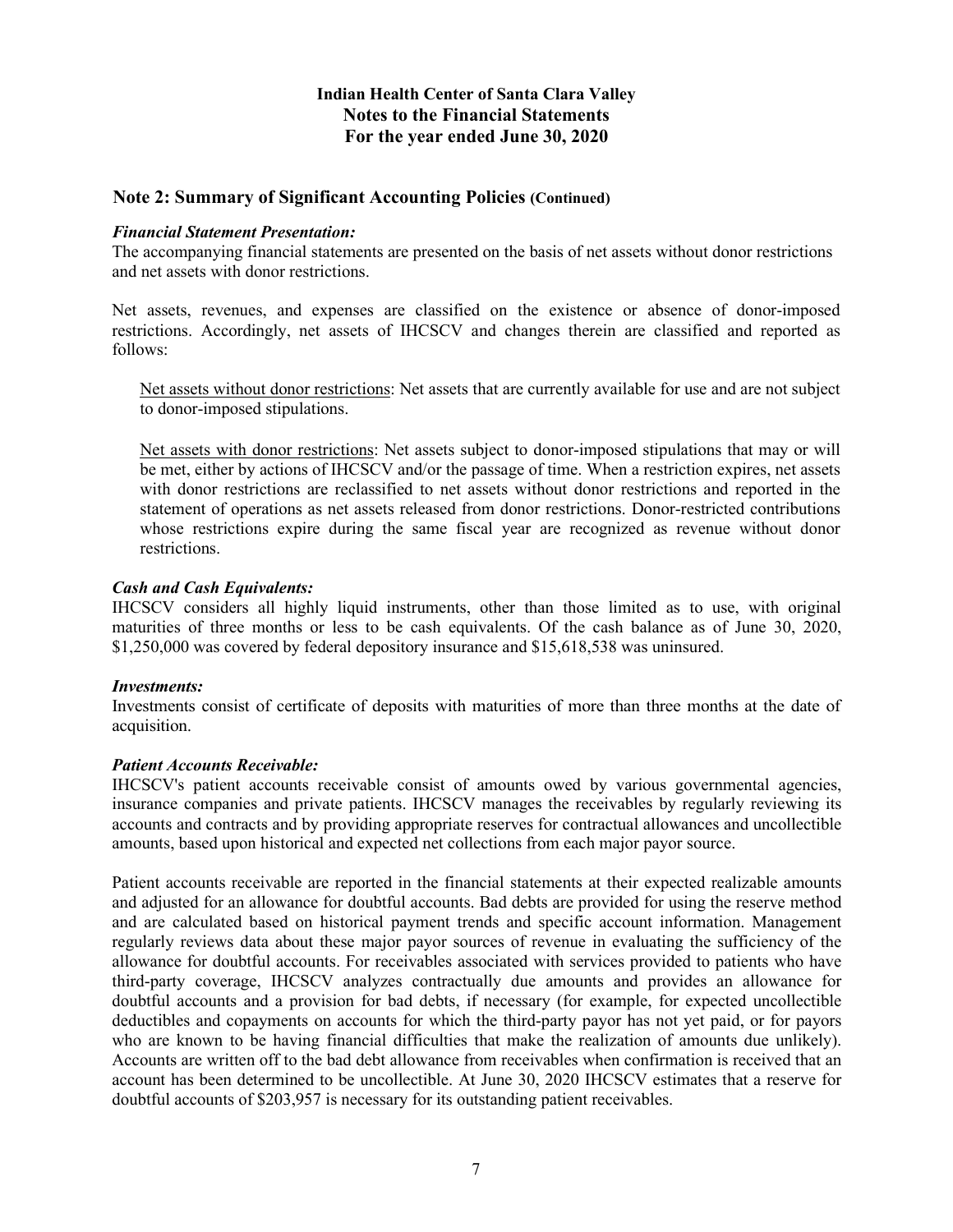# Indian Health Center of Santa Clara Valley
## Notes to the Financial Statements
## For the year ended June 30, 2020

### Note 2: Summary of Significant Accounting Policies (Continued)

***Financial Statement Presentation:***
The accompanying financial statements are presented on the basis of net assets without donor restrictions and net assets with donor restrictions.

Net assets, revenues, and expenses are classified on the existence or absence of donor-imposed restrictions. Accordingly, net assets of IHCSCV and changes therein are classified and reported as follows:

<u>Net assets without donor restrictions</u>: Net assets that are currently available for use and are not subject to donor-imposed stipulations.

<u>Net assets with donor restrictions</u>: Net assets subject to donor-imposed stipulations that may or will be met, either by actions of IHCSCV and/or the passage of time. When a restriction expires, net assets with donor restrictions are reclassified to net assets without donor restrictions and reported in the statement of operations as net assets released from donor restrictions. Donor-restricted contributions whose restrictions expire during the same fiscal year are recognized as revenue without donor restrictions.

***Cash and Cash Equivalents:***
IHCSCV considers all highly liquid instruments, other than those limited as to use, with original maturities of three months or less to be cash equivalents. Of the cash balance as of June 30, 2020, $1,250,000 was covered by federal depository insurance and $15,618,538 was uninsured.

***Investments:***
Investments consist of certificate of deposits with maturities of more than three months at the date of acquisition.

***Patient Accounts Receivable:***
IHCSCV's patient accounts receivable consist of amounts owed by various governmental agencies, insurance companies and private patients. IHCSCV manages the receivables by regularly reviewing its accounts and contracts and by providing appropriate reserves for contractual allowances and uncollectible amounts, based upon historical and expected net collections from each major payor source.

Patient accounts receivable are reported in the financial statements at their expected realizable amounts and adjusted for an allowance for doubtful accounts. Bad debts are provided for using the reserve method and are calculated based on historical payment trends and specific account information. Management regularly reviews data about these major payor sources of revenue in evaluating the sufficiency of the allowance for doubtful accounts. For receivables associated with services provided to patients who have third-party coverage, IHCSCV analyzes contractually due amounts and provides an allowance for doubtful accounts and a provision for bad debts, if necessary (for example, for expected uncollectible deductibles and copayments on accounts for which the third-party payor has not yet paid, or for payors who are known to be having financial difficulties that make the realization of amounts due unlikely). Accounts are written off to the bad debt allowance from receivables when confirmation is received that an account has been determined to be uncollectible. At June 30, 2020 IHCSCV estimates that a reserve for doubtful accounts of $203,957 is necessary for its outstanding patient receivables.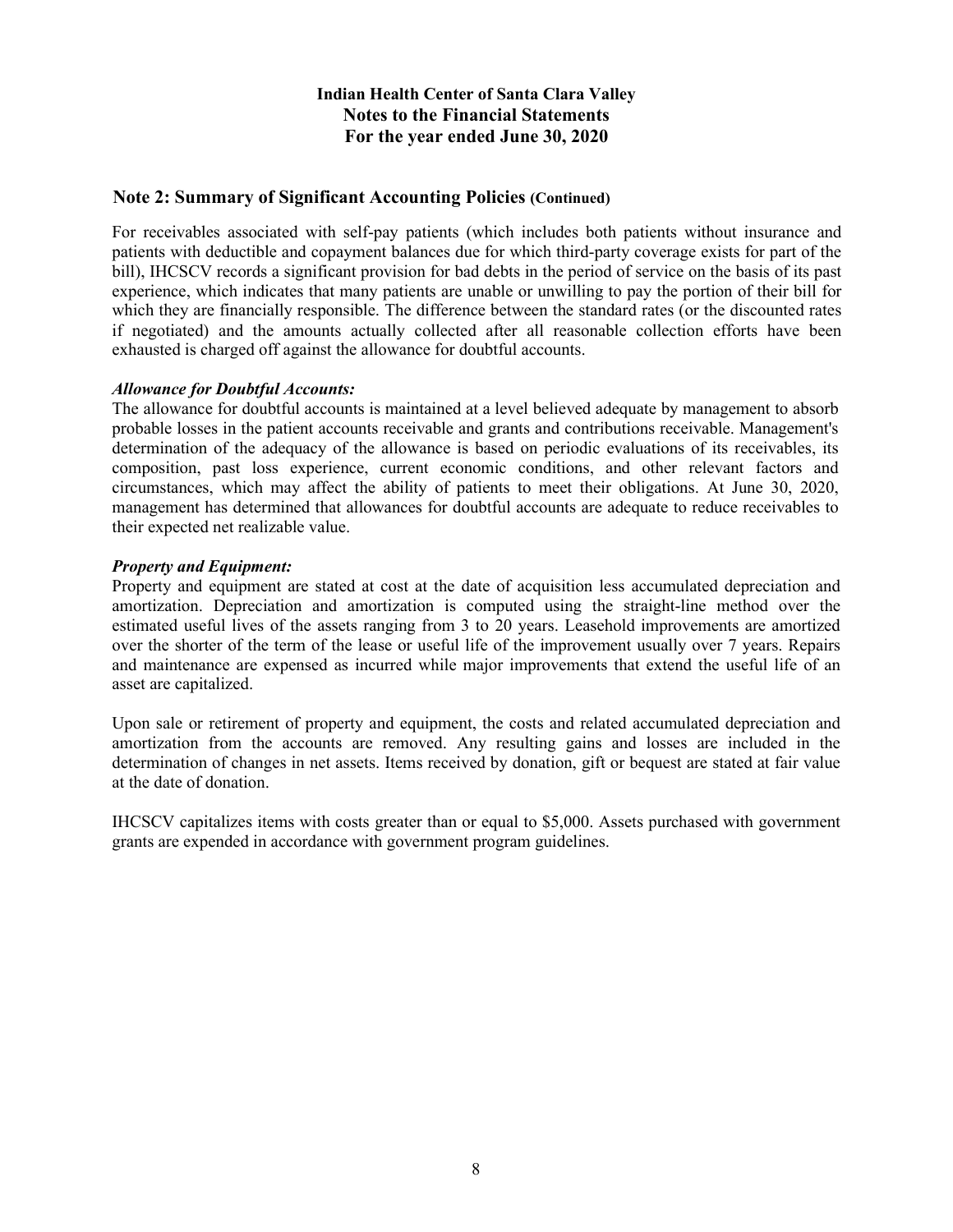## Note 2: Summary of Significant Accounting Policies (Continued)

For receivables associated with self-pay patients (which includes both patients without insurance and patients with deductible and copayment balances due for which third-party coverage exists for part of the bill), IHCSCV records a significant provision for bad debts in the period of service on the basis of its past experience, which indicates that many patients are unable or unwilling to pay the portion of their bill for which they are financially responsible. The difference between the standard rates (or the discounted rates if negotiated) and the amounts actually collected after all reasonable collection efforts have been exhausted is charged off against the allowance for doubtful accounts.

***Allowance for Doubtful Accounts:***
The allowance for doubtful accounts is maintained at a level believed adequate by management to absorb probable losses in the patient accounts receivable and grants and contributions receivable. Management's determination of the adequacy of the allowance is based on periodic evaluations of its receivables, its composition, past loss experience, current economic conditions, and other relevant factors and circumstances, which may affect the ability of patients to meet their obligations. At June 30, 2020, management has determined that allowances for doubtful accounts are adequate to reduce receivables to their expected net realizable value.

***Property and Equipment:***
Property and equipment are stated at cost at the date of acquisition less accumulated depreciation and amortization. Depreciation and amortization is computed using the straight-line method over the estimated useful lives of the assets ranging from 3 to 20 years. Leasehold improvements are amortized over the shorter of the term of the lease or useful life of the improvement usually over 7 years. Repairs and maintenance are expensed as incurred while major improvements that extend the useful life of an asset are capitalized.

Upon sale or retirement of property and equipment, the costs and related accumulated depreciation and amortization from the accounts are removed. Any resulting gains and losses are included in the determination of changes in net assets. Items received by donation, gift or bequest are stated at fair value at the date of donation.

IHCSCV capitalizes items with costs greater than or equal to $5,000. Assets purchased with government grants are expended in accordance with government program guidelines.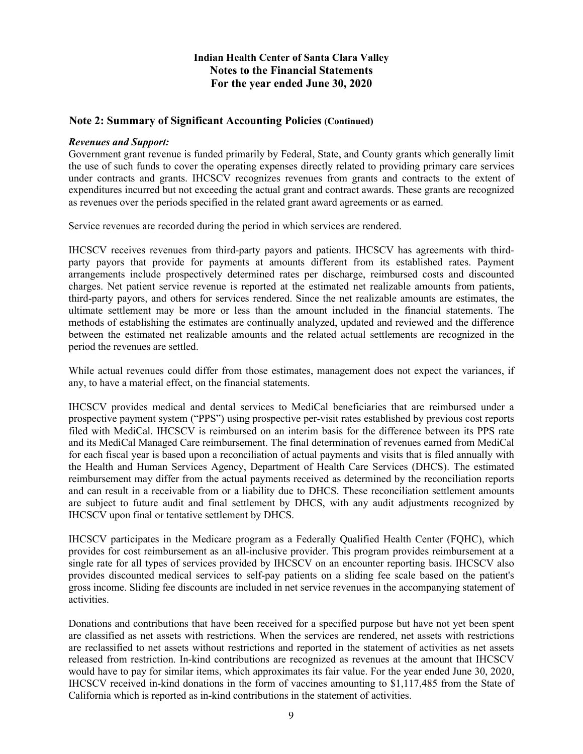# Indian Health Center of Santa Clara Valley
## Notes to the Financial Statements
## For the year ended June 30, 2020

## Note 2: Summary of Significant Accounting Policies (Continued)

***Revenues and Support:***

Government grant revenue is funded primarily by Federal, State, and County grants which generally limit the use of such funds to cover the operating expenses directly related to providing primary care services under contracts and grants. IHCSCV recognizes revenues from grants and contracts to the extent of expenditures incurred but not exceeding the actual grant and contract awards. These grants are recognized as revenues over the periods specified in the related grant award agreements or as earned.

Service revenues are recorded during the period in which services are rendered.

IHCSCV receives revenues from third-party payors and patients. IHCSCV has agreements with third-party payors that provide for payments at amounts different from its established rates. Payment arrangements include prospectively determined rates per discharge, reimbursed costs and discounted charges. Net patient service revenue is reported at the estimated net realizable amounts from patients, third-party payors, and others for services rendered. Since the net realizable amounts are estimates, the ultimate settlement may be more or less than the amount included in the financial statements. The methods of establishing the estimates are continually analyzed, updated and reviewed and the difference between the estimated net realizable amounts and the related actual settlements are recognized in the period the revenues are settled.

While actual revenues could differ from those estimates, management does not expect the variances, if any, to have a material effect, on the financial statements.

IHCSCV provides medical and dental services to MediCal beneficiaries that are reimbursed under a prospective payment system ("PPS") using prospective per-visit rates established by previous cost reports filed with MediCal. IHCSCV is reimbursed on an interim basis for the difference between its PPS rate and its MediCal Managed Care reimbursement. The final determination of revenues earned from MediCal for each fiscal year is based upon a reconciliation of actual payments and visits that is filed annually with the Health and Human Services Agency, Department of Health Care Services (DHCS). The estimated reimbursement may differ from the actual payments received as determined by the reconciliation reports and can result in a receivable from or a liability due to DHCS. These reconciliation settlement amounts are subject to future audit and final settlement by DHCS, with any audit adjustments recognized by IHCSCV upon final or tentative settlement by DHCS.

IHCSCV participates in the Medicare program as a Federally Qualified Health Center (FQHC), which provides for cost reimbursement as an all-inclusive provider. This program provides reimbursement at a single rate for all types of services provided by IHCSCV on an encounter reporting basis. IHCSCV also provides discounted medical services to self-pay patients on a sliding fee scale based on the patient's gross income. Sliding fee discounts are included in net service revenues in the accompanying statement of activities.

Donations and contributions that have been received for a specified purpose but have not yet been spent are classified as net assets with restrictions. When the services are rendered, net assets with restrictions are reclassified to net assets without restrictions and reported in the statement of activities as net assets released from restriction. In-kind contributions are recognized as revenues at the amount that IHCSCV would have to pay for similar items, which approximates its fair value. For the year ended June 30, 2020, IHCSCV received in-kind donations in the form of vaccines amounting to $1,117,485 from the State of California which is reported as in-kind contributions in the statement of activities.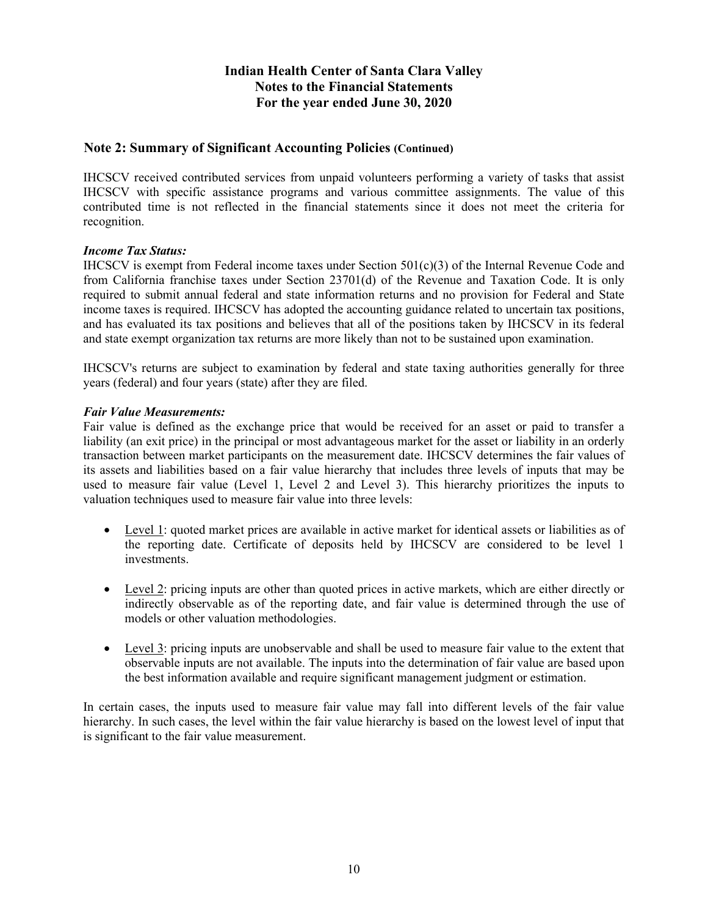# Indian Health Center of Santa Clara Valley
## Notes to the Financial Statements
## For the year ended June 30, 2020

### Note 2: Summary of Significant Accounting Policies (Continued)

IHCSCV received contributed services from unpaid volunteers performing a variety of tasks that assist IHCSCV with specific assistance programs and various committee assignments. The value of this contributed time is not reflected in the financial statements since it does not meet the criteria for recognition.

***Income Tax Status:***
IHCSCV is exempt from Federal income taxes under Section 501(c)(3) of the Internal Revenue Code and from California franchise taxes under Section 23701(d) of the Revenue and Taxation Code. It is only required to submit annual federal and state information returns and no provision for Federal and State income taxes is required. IHCSCV has adopted the accounting guidance related to uncertain tax positions, and has evaluated its tax positions and believes that all of the positions taken by IHCSCV in its federal and state exempt organization tax returns are more likely than not to be sustained upon examination.

IHCSCV's returns are subject to examination by federal and state taxing authorities generally for three years (federal) and four years (state) after they are filed.

***Fair Value Measurements:***
Fair value is defined as the exchange price that would be received for an asset or paid to transfer a liability (an exit price) in the principal or most advantageous market for the asset or liability in an orderly transaction between market participants on the measurement date. IHCSCV determines the fair values of its assets and liabilities based on a fair value hierarchy that includes three levels of inputs that may be used to measure fair value (Level 1, Level 2 and Level 3). This hierarchy prioritizes the inputs to valuation techniques used to measure fair value into three levels:

- Level 1: quoted market prices are available in active market for identical assets or liabilities as of the reporting date. Certificate of deposits held by IHCSCV are considered to be level 1 investments.

- Level 2: pricing inputs are other than quoted prices in active markets, which are either directly or indirectly observable as of the reporting date, and fair value is determined through the use of models or other valuation methodologies.

- Level 3: pricing inputs are unobservable and shall be used to measure fair value to the extent that observable inputs are not available. The inputs into the determination of fair value are based upon the best information available and require significant management judgment or estimation.

In certain cases, the inputs used to measure fair value may fall into different levels of the fair value hierarchy. In such cases, the level within the fair value hierarchy is based on the lowest level of input that is significant to the fair value measurement.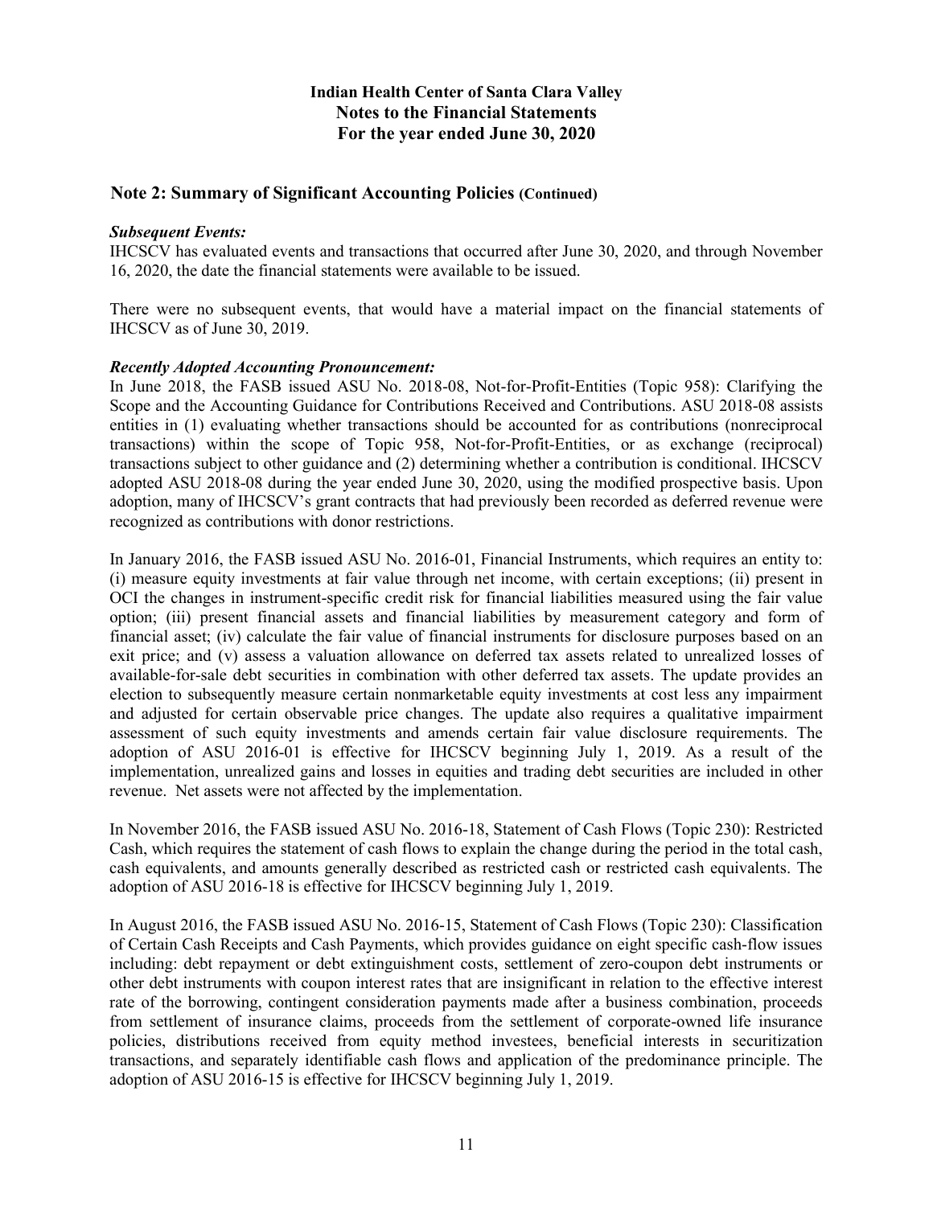# Indian Health Center of Santa Clara Valley
## Notes to the Financial Statements
## For the year ended June 30, 2020

## Note 2: Summary of Significant Accounting Policies (Continued)

***Subsequent Events:***
IHCSCV has evaluated events and transactions that occurred after June 30, 2020, and through November 16, 2020, the date the financial statements were available to be issued.

There were no subsequent events, that would have a material impact on the financial statements of IHCSCV as of June 30, 2019.

***Recently Adopted Accounting Pronouncement:***
In June 2018, the FASB issued ASU No. 2018-08, Not-for-Profit-Entities (Topic 958): Clarifying the Scope and the Accounting Guidance for Contributions Received and Contributions. ASU 2018-08 assists entities in (1) evaluating whether transactions should be accounted for as contributions (nonreciprocal transactions) within the scope of Topic 958, Not-for-Profit-Entities, or as exchange (reciprocal) transactions subject to other guidance and (2) determining whether a contribution is conditional. IHCSCV adopted ASU 2018-08 during the year ended June 30, 2020, using the modified prospective basis. Upon adoption, many of IHCSCV's grant contracts that had previously been recorded as deferred revenue were recognized as contributions with donor restrictions.

In January 2016, the FASB issued ASU No. 2016-01, Financial Instruments, which requires an entity to: (i) measure equity investments at fair value through net income, with certain exceptions; (ii) present in OCI the changes in instrument-specific credit risk for financial liabilities measured using the fair value option; (iii) present financial assets and financial liabilities by measurement category and form of financial asset; (iv) calculate the fair value of financial instruments for disclosure purposes based on an exit price; and (v) assess a valuation allowance on deferred tax assets related to unrealized losses of available-for-sale debt securities in combination with other deferred tax assets. The update provides an election to subsequently measure certain nonmarketable equity investments at cost less any impairment and adjusted for certain observable price changes. The update also requires a qualitative impairment assessment of such equity investments and amends certain fair value disclosure requirements. The adoption of ASU 2016-01 is effective for IHCSCV beginning July 1, 2019. As a result of the implementation, unrealized gains and losses in equities and trading debt securities are included in other revenue. Net assets were not affected by the implementation.

In November 2016, the FASB issued ASU No. 2016-18, Statement of Cash Flows (Topic 230): Restricted Cash, which requires the statement of cash flows to explain the change during the period in the total cash, cash equivalents, and amounts generally described as restricted cash or restricted cash equivalents. The adoption of ASU 2016-18 is effective for IHCSCV beginning July 1, 2019.

In August 2016, the FASB issued ASU No. 2016-15, Statement of Cash Flows (Topic 230): Classification of Certain Cash Receipts and Cash Payments, which provides guidance on eight specific cash-flow issues including: debt repayment or debt extinguishment costs, settlement of zero-coupon debt instruments or other debt instruments with coupon interest rates that are insignificant in relation to the effective interest rate of the borrowing, contingent consideration payments made after a business combination, proceeds from settlement of insurance claims, proceeds from the settlement of corporate-owned life insurance policies, distributions received from equity method investees, beneficial interests in securitization transactions, and separately identifiable cash flows and application of the predominance principle. The adoption of ASU 2016-15 is effective for IHCSCV beginning July 1, 2019.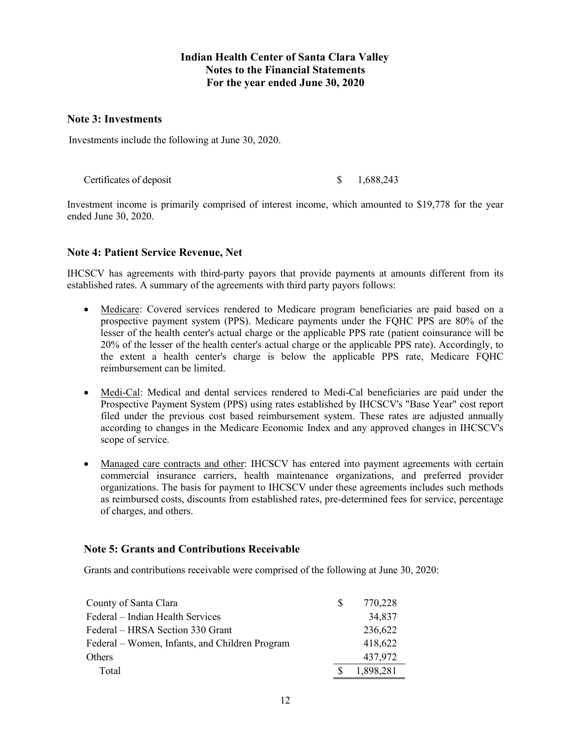# Indian Health Center of Santa Clara Valley
## Notes to the Financial Statements
## For the year ended June 30, 2020

### Note 3: Investments

Investments include the following at June 30, 2020.

| | |
|---|---|
| Certificates of deposit | $ 1,688,243 |

Investment income is primarily comprised of interest income, which amounted to $19,778 for the year ended June 30, 2020.

### Note 4: Patient Service Revenue, Net

IHCSCV has agreements with third-party payors that provide payments at amounts different from its established rates. A summary of the agreements with third party payors follows:

- Medicare: Covered services rendered to Medicare program beneficiaries are paid based on a prospective payment system (PPS). Medicare payments under the FQHC PPS are 80% of the lesser of the health center's actual charge or the applicable PPS rate (patient coinsurance will be 20% of the lesser of the health center's actual charge or the applicable PPS rate). Accordingly, to the extent a health center's charge is below the applicable PPS rate, Medicare FQHC reimbursement can be limited.

- Medi-Cal: Medical and dental services rendered to Medi-Cal beneficiaries are paid under the Prospective Payment System (PPS) using rates established by IHCSCV's "Base Year" cost report filed under the previous cost based reimbursement system. These rates are adjusted annually according to changes in the Medicare Economic Index and any approved changes in IHCSCV's scope of service.

- Managed care contracts and other: IHCSCV has entered into payment agreements with certain commercial insurance carriers, health maintenance organizations, and preferred provider organizations. The basis for payment to IHCSCV under these agreements includes such methods as reimbursed costs, discounts from established rates, pre-determined fees for service, percentage of charges, and others.

### Note 5: Grants and Contributions Receivable

Grants and contributions receivable were comprised of the following at June 30, 2020:

| | |
|---|---|
| County of Santa Clara | $ 770,228 |
| Federal – Indian Health Services | 34,837 |
| Federal – HRSA Section 330 Grant | 236,622 |
| Federal – Women, Infants, and Children Program | 418,622 |
| Others | 437,972 |
| Total | $ 1,898,281 |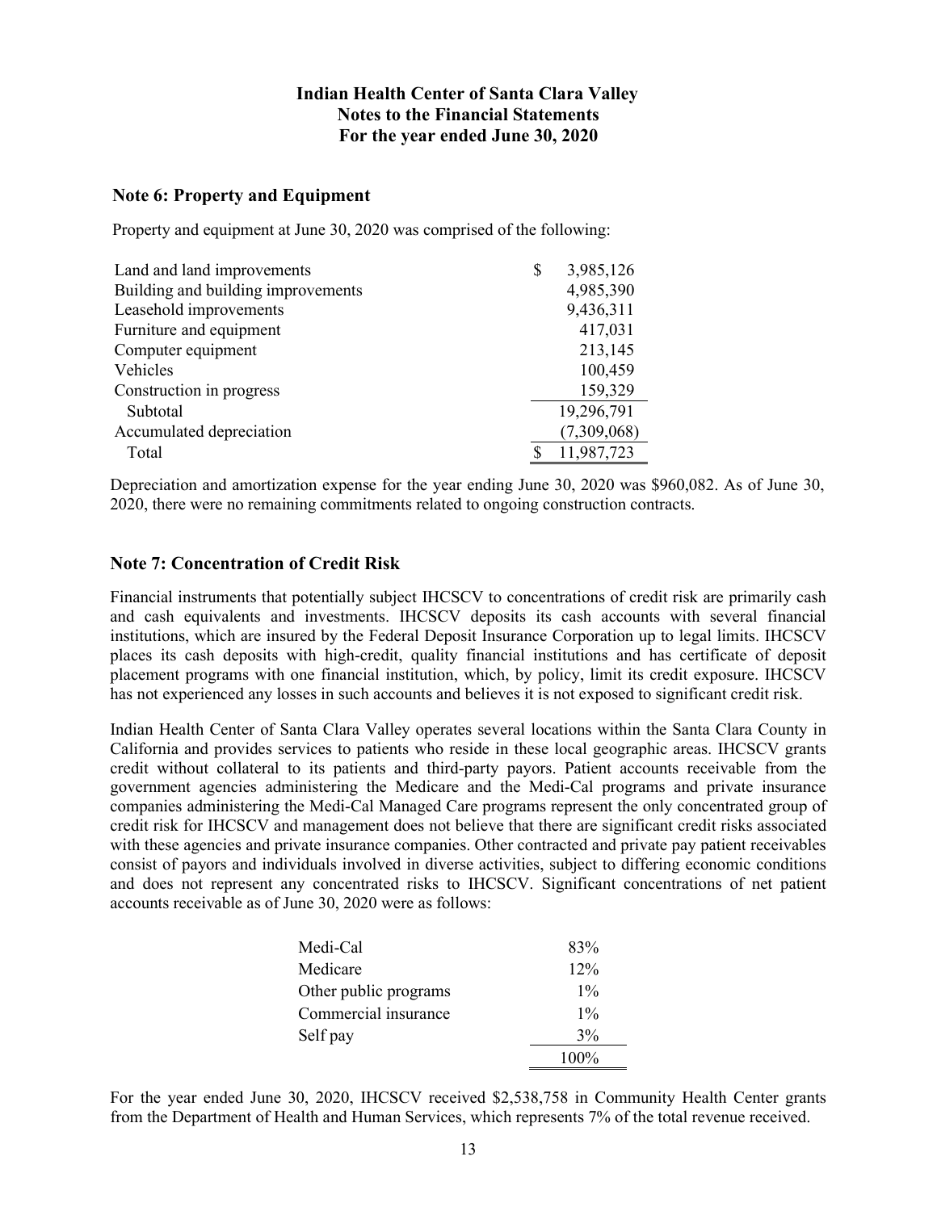# Indian Health Center of Santa Clara Valley
## Notes to the Financial Statements
## For the year ended June 30, 2020

### Note 6: Property and Equipment

Property and equipment at June 30, 2020 was comprised of the following:

| | |
|---|---|
| Land and land improvements | $ 3,985,126 |
| Building and building improvements | 4,985,390 |
| Leasehold improvements | 9,436,311 |
| Furniture and equipment | 417,031 |
| Computer equipment | 213,145 |
| Vehicles | 100,459 |
| Construction in progress | 159,329 |
| Subtotal | 19,296,791 |
| Accumulated depreciation | (7,309,068) |
| Total | $ 11,987,723 |

Depreciation and amortization expense for the year ending June 30, 2020 was $960,082. As of June 30, 2020, there were no remaining commitments related to ongoing construction contracts.

### Note 7: Concentration of Credit Risk

Financial instruments that potentially subject IHCSCV to concentrations of credit risk are primarily cash and cash equivalents and investments. IHCSCV deposits its cash accounts with several financial institutions, which are insured by the Federal Deposit Insurance Corporation up to legal limits. IHCSCV places its cash deposits with high-credit, quality financial institutions and has certificate of deposit placement programs with one financial institution, which, by policy, limit its credit exposure. IHCSCV has not experienced any losses in such accounts and believes it is not exposed to significant credit risk.

Indian Health Center of Santa Clara Valley operates several locations within the Santa Clara County in California and provides services to patients who reside in these local geographic areas. IHCSCV grants credit without collateral to its patients and third-party payors. Patient accounts receivable from the government agencies administering the Medicare and the Medi-Cal programs and private insurance companies administering the Medi-Cal Managed Care programs represent the only concentrated group of credit risk for IHCSCV and management does not believe that there are significant credit risks associated with these agencies and private insurance companies. Other contracted and private pay patient receivables consist of payors and individuals involved in diverse activities, subject to differing economic conditions and does not represent any concentrated risks to IHCSCV. Significant concentrations of net patient accounts receivable as of June 30, 2020 were as follows:

| | |
|---|---|
| Medi-Cal | 83% |
| Medicare | 12% |
| Other public programs | 1% |
| Commercial insurance | 1% |
| Self pay | 3% |
| | 100% |

For the year ended June 30, 2020, IHCSCV received $2,538,758 in Community Health Center grants from the Department of Health and Human Services, which represents 7% of the total revenue received.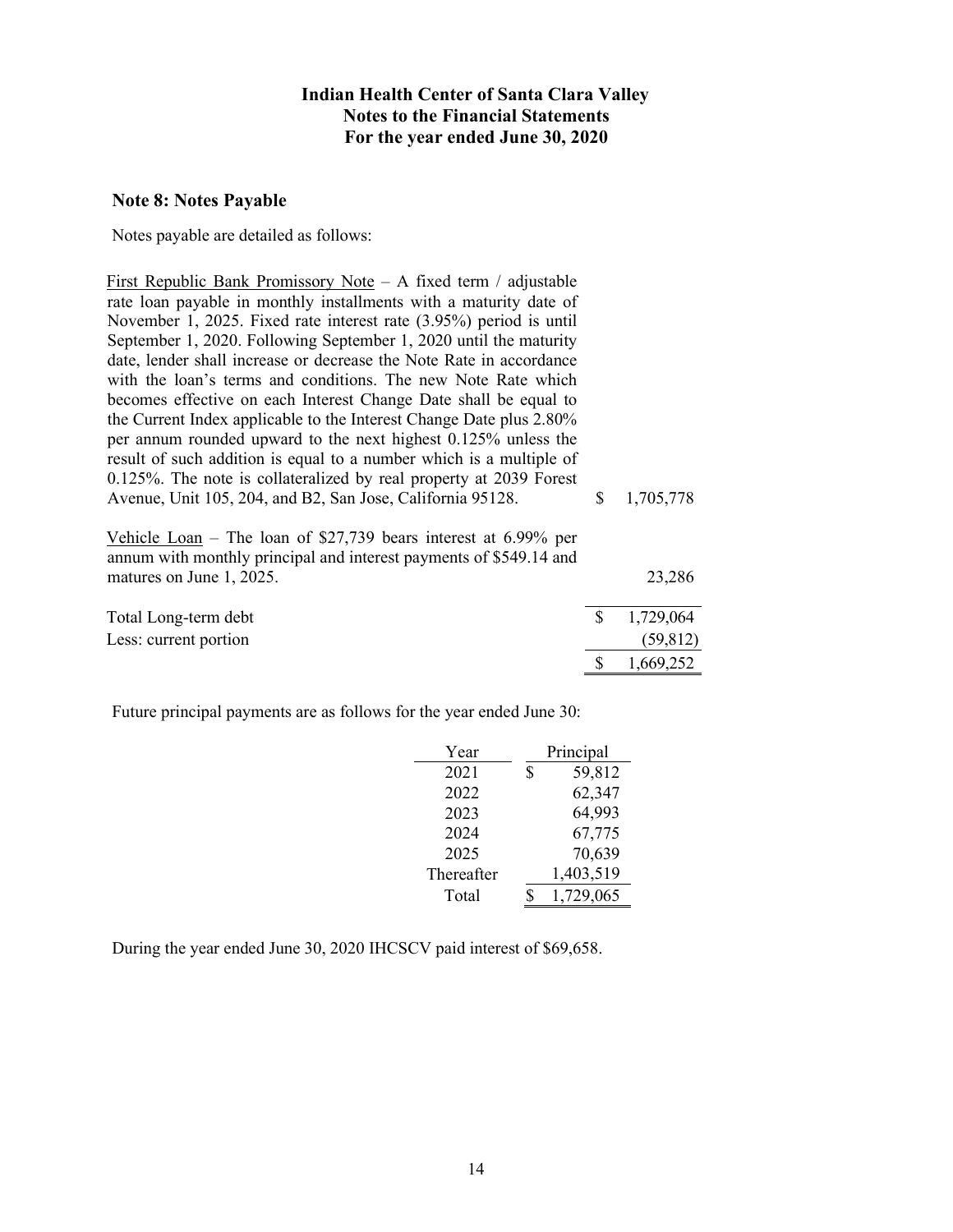# Indian Health Center of Santa Clara Valley
## Notes to the Financial Statements
### For the year ended June 30, 2020

**Note 8: Notes Payable**

Notes payable are detailed as follows:

| | |
|---|---|
| First Republic Bank Promissory Note – A fixed term / adjustable rate loan payable in monthly installments with a maturity date of November 1, 2025. Fixed rate interest rate (3.95%) period is until September 1, 2020. Following September 1, 2020 until the maturity date, lender shall increase or decrease the Note Rate in accordance with the loan's terms and conditions. The new Note Rate which becomes effective on each Interest Change Date shall be equal to the Current Index applicable to the Interest Change Date plus 2.80% per annum rounded upward to the next highest 0.125% unless the result of such addition is equal to a number which is a multiple of 0.125%. The note is collateralized by real property at 2039 Forest Avenue, Unit 105, 204, and B2, San Jose, California 95128. | $ 1,705,778 |
| Vehicle Loan – The loan of $27,739 bears interest at 6.99% per annum with monthly principal and interest payments of $549.14 and matures on June 1, 2025. | 23,286 |
| Total Long-term debt | $ 1,729,064 |
| Less: current portion | (59,812) |
| | $ 1,669,252 |

Future principal payments are as follows for the year ended June 30:

| Year | Principal |
|---|---|
| 2021 | $ 59,812 |
| 2022 | 62,347 |
| 2023 | 64,993 |
| 2024 | 67,775 |
| 2025 | 70,639 |
| Thereafter | 1,403,519 |
| Total | $ 1,729,065 |

During the year ended June 30, 2020 IHCSCV paid interest of $69,658.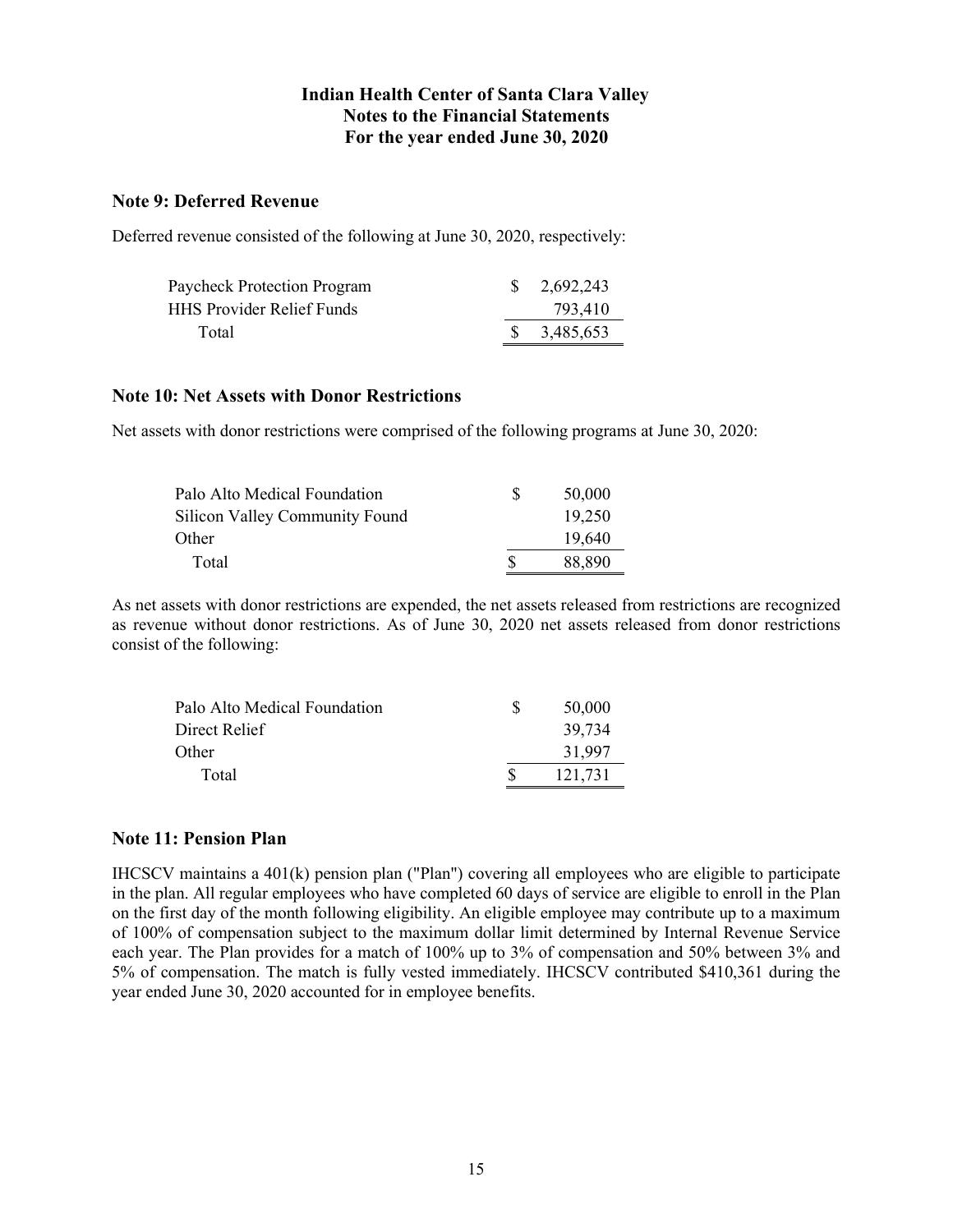# Indian Health Center of Santa Clara Valley
# Notes to the Financial Statements
# For the year ended June 30, 2020

## Note 9: Deferred Revenue

Deferred revenue consisted of the following at June 30, 2020, respectively:

| | |
|---|---|
| Paycheck Protection Program | $ 2,692,243 |
| HHS Provider Relief Funds | 793,410 |
| Total | $ 3,485,653 |

## Note 10: Net Assets with Donor Restrictions

Net assets with donor restrictions were comprised of the following programs at June 30, 2020:

| | |
|---|---|
| Palo Alto Medical Foundation | $ 50,000 |
| Silicon Valley Community Found | 19,250 |
| Other | 19,640 |
| Total | $ 88,890 |

As net assets with donor restrictions are expended, the net assets released from restrictions are recognized as revenue without donor restrictions. As of June 30, 2020 net assets released from donor restrictions consist of the following:

| | |
|---|---|
| Palo Alto Medical Foundation | $ 50,000 |
| Direct Relief | 39,734 |
| Other | 31,997 |
| Total | $ 121,731 |

## Note 11: Pension Plan

IHCSCV maintains a 401(k) pension plan ("Plan") covering all employees who are eligible to participate in the plan. All regular employees who have completed 60 days of service are eligible to enroll in the Plan on the first day of the month following eligibility. An eligible employee may contribute up to a maximum of 100% of compensation subject to the maximum dollar limit determined by Internal Revenue Service each year. The Plan provides for a match of 100% up to 3% of compensation and 50% between 3% and 5% of compensation. The match is fully vested immediately. IHCSCV contributed $410,361 during the year ended June 30, 2020 accounted for in employee benefits.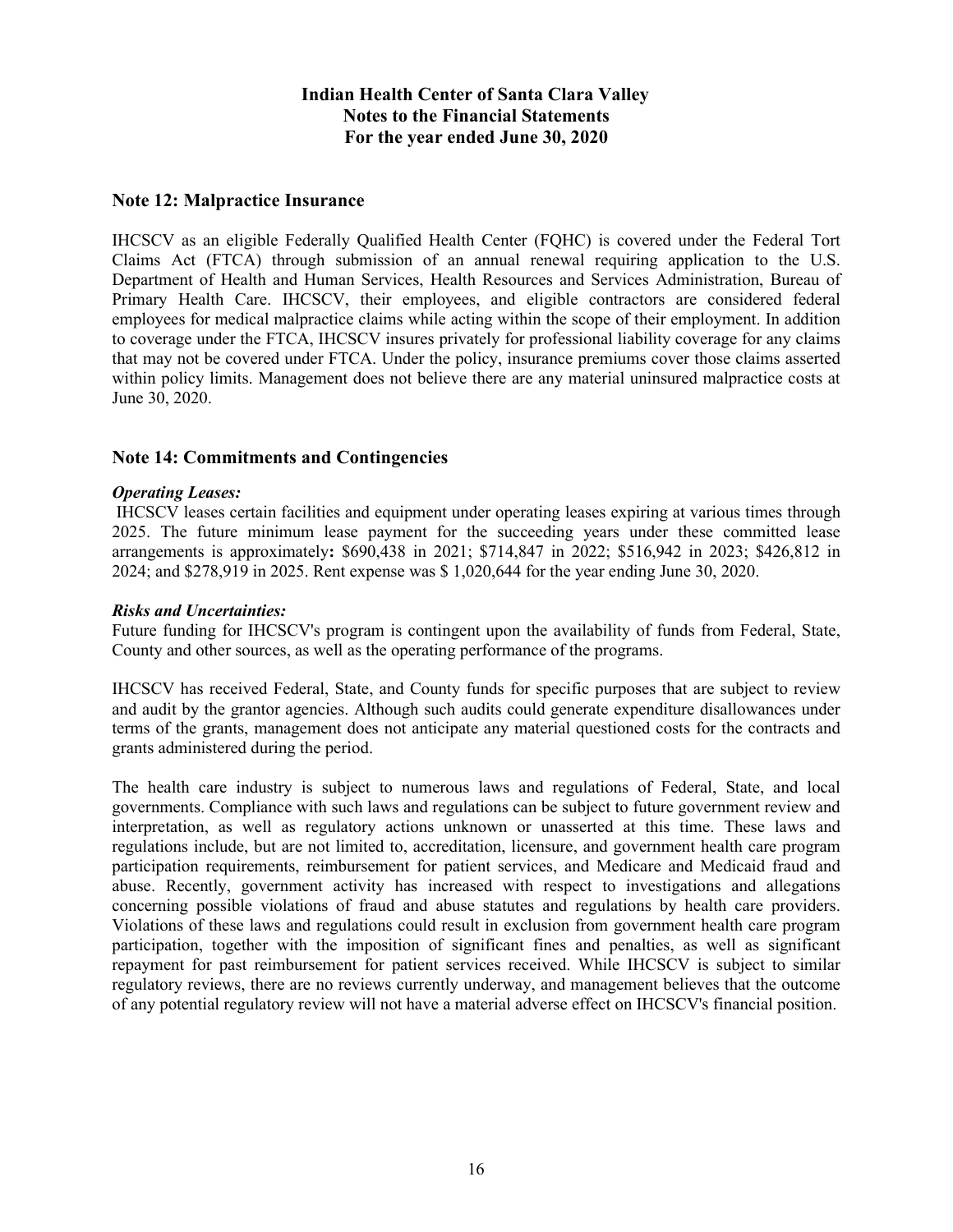Indian Health Center of Santa Clara Valley
Notes to the Financial Statements
For the year ended June 30, 2020

## Note 12: Malpractice Insurance

IHCSCV as an eligible Federally Qualified Health Center (FQHC) is covered under the Federal Tort Claims Act (FTCA) through submission of an annual renewal requiring application to the U.S. Department of Health and Human Services, Health Resources and Services Administration, Bureau of Primary Health Care. IHCSCV, their employees, and eligible contractors are considered federal employees for medical malpractice claims while acting within the scope of their employment. In addition to coverage under the FTCA, IHCSCV insures privately for professional liability coverage for any claims that may not be covered under FTCA. Under the policy, insurance premiums cover those claims asserted within policy limits. Management does not believe there are any material uninsured malpractice costs at June 30, 2020.

## Note 14: Commitments and Contingencies

***Operating Leases:***

IHCSCV leases certain facilities and equipment under operating leases expiring at various times through 2025. The future minimum lease payment for the succeeding years under these committed lease arrangements is approximately**:** $690,438 in 2021; $714,847 in 2022; $516,942 in 2023; $426,812 in 2024; and $278,919 in 2025. Rent expense was $ 1,020,644 for the year ending June 30, 2020.

***Risks and Uncertainties:***

Future funding for IHCSCV's program is contingent upon the availability of funds from Federal, State, County and other sources, as well as the operating performance of the programs.

IHCSCV has received Federal, State, and County funds for specific purposes that are subject to review and audit by the grantor agencies. Although such audits could generate expenditure disallowances under terms of the grants, management does not anticipate any material questioned costs for the contracts and grants administered during the period.

The health care industry is subject to numerous laws and regulations of Federal, State, and local governments. Compliance with such laws and regulations can be subject to future government review and interpretation, as well as regulatory actions unknown or unasserted at this time. These laws and regulations include, but are not limited to, accreditation, licensure, and government health care program participation requirements, reimbursement for patient services, and Medicare and Medicaid fraud and abuse. Recently, government activity has increased with respect to investigations and allegations concerning possible violations of fraud and abuse statutes and regulations by health care providers. Violations of these laws and regulations could result in exclusion from government health care program participation, together with the imposition of significant fines and penalties, as well as significant repayment for past reimbursement for patient services received. While IHCSCV is subject to similar regulatory reviews, there are no reviews currently underway, and management believes that the outcome of any potential regulatory review will not have a material adverse effect on IHCSCV's financial position.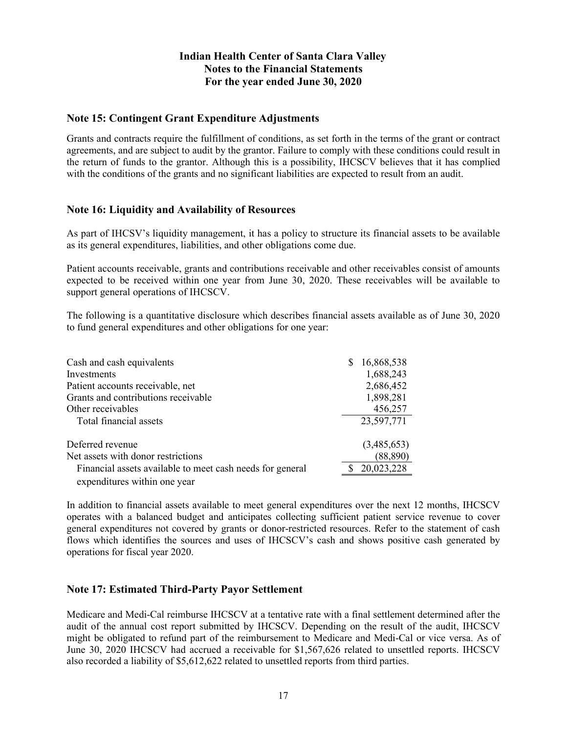# Indian Health Center of Santa Clara Valley
## Notes to the Financial Statements
## For the year ended June 30, 2020

### Note 15: Contingent Grant Expenditure Adjustments

Grants and contracts require the fulfillment of conditions, as set forth in the terms of the grant or contract agreements, and are subject to audit by the grantor. Failure to comply with these conditions could result in the return of funds to the grantor. Although this is a possibility, IHCSCV believes that it has complied with the conditions of the grants and no significant liabilities are expected to result from an audit.

### Note 16: Liquidity and Availability of Resources

As part of IHCSV's liquidity management, it has a policy to structure its financial assets to be available as its general expenditures, liabilities, and other obligations come due.

Patient accounts receivable, grants and contributions receivable and other receivables consist of amounts expected to be received within one year from June 30, 2020. These receivables will be available to support general operations of IHCSCV.

The following is a quantitative disclosure which describes financial assets available as of June 30, 2020 to fund general expenditures and other obligations for one year:

| | |
|---|---|
| Cash and cash equivalents | $ 16,868,538 |
| Investments | 1,688,243 |
| Patient accounts receivable, net | 2,686,452 |
| Grants and contributions receivable | 1,898,281 |
| Other receivables | 456,257 |
| Total financial assets | 23,597,771 |
| Deferred revenue | (3,485,653) |
| Net assets with donor restrictions | (88,890) |
| Financial assets available to meet cash needs for general expenditures within one year | $ 20,023,228 |

In addition to financial assets available to meet general expenditures over the next 12 months, IHCSCV operates with a balanced budget and anticipates collecting sufficient patient service revenue to cover general expenditures not covered by grants or donor-restricted resources. Refer to the statement of cash flows which identifies the sources and uses of IHCSCV's cash and shows positive cash generated by operations for fiscal year 2020.

### Note 17: Estimated Third-Party Payor Settlement

Medicare and Medi-Cal reimburse IHCSCV at a tentative rate with a final settlement determined after the audit of the annual cost report submitted by IHCSCV. Depending on the result of the audit, IHCSCV might be obligated to refund part of the reimbursement to Medicare and Medi-Cal or vice versa. As of June 30, 2020 IHCSCV had accrued a receivable for $1,567,626 related to unsettled reports. IHCSCV also recorded a liability of $5,612,622 related to unsettled reports from third parties.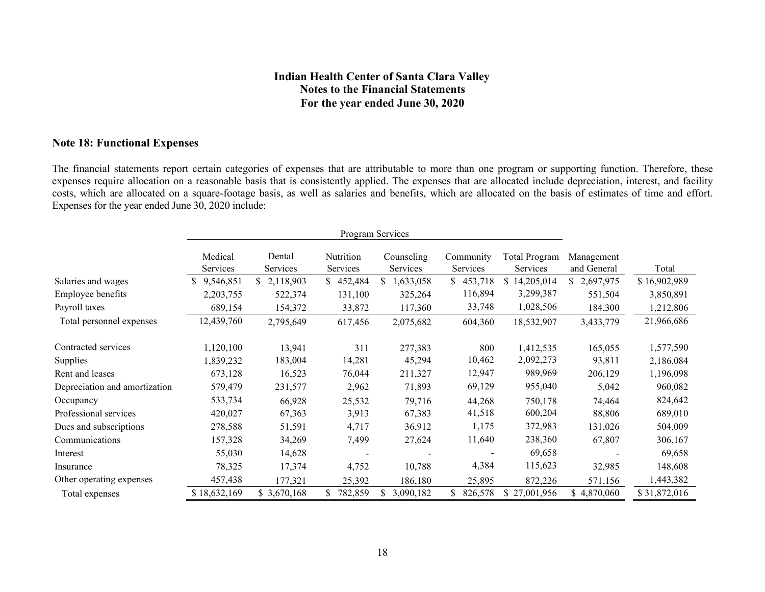# Indian Health Center of Santa Clara Valley
## Notes to the Financial Statements
### For the year ended June 30, 2020

### Note 18: Functional Expenses

The financial statements report certain categories of expenses that are attributable to more than one program or supporting function. Therefore, these expenses require allocation on a reasonable basis that is consistently applied. The expenses that are allocated include depreciation, interest, and facility costs, which are allocated on a square-footage basis, as well as salaries and benefits, which are allocated on the basis of estimates of time and effort. Expenses for the year ended June 30, 2020 include:

| | Program Services | | | | | | | |
|---|---|---|---|---|---|---|---|---|
| | Medical Services | Dental Services | Nutrition Services | Counseling Services | Community Services | Total Program Services | Management and General | Total |
| Salaries and wages | $ 9,546,851 | $ 2,118,903 | $ 452,484 | $ 1,633,058 | $ 453,718 | $ 14,205,014 | $ 2,697,975 | $ 16,902,989 |
| Employee benefits | 2,203,755 | 522,374 | 131,100 | 325,264 | 116,894 | 3,299,387 | 551,504 | 3,850,891 |
| Payroll taxes | 689,154 | 154,372 | 33,872 | 117,360 | 33,748 | 1,028,506 | 184,300 | 1,212,806 |
| Total personnel expenses | 12,439,760 | 2,795,649 | 617,456 | 2,075,682 | 604,360 | 18,532,907 | 3,433,779 | 21,966,686 |
| Contracted services | 1,120,100 | 13,941 | 311 | 277,383 | 800 | 1,412,535 | 165,055 | 1,577,590 |
| Supplies | 1,839,232 | 183,004 | 14,281 | 45,294 | 10,462 | 2,092,273 | 93,811 | 2,186,084 |
| Rent and leases | 673,128 | 16,523 | 76,044 | 211,327 | 12,947 | 989,969 | 206,129 | 1,196,098 |
| Depreciation and amortization | 579,479 | 231,577 | 2,962 | 71,893 | 69,129 | 955,040 | 5,042 | 960,082 |
| Occupancy | 533,734 | 66,928 | 25,532 | 79,716 | 44,268 | 750,178 | 74,464 | 824,642 |
| Professional services | 420,027 | 67,363 | 3,913 | 67,383 | 41,518 | 600,204 | 88,806 | 689,010 |
| Dues and subscriptions | 278,588 | 51,591 | 4,717 | 36,912 | 1,175 | 372,983 | 131,026 | 504,009 |
| Communications | 157,328 | 34,269 | 7,499 | 27,624 | 11,640 | 238,360 | 67,807 | 306,167 |
| Interest | 55,030 | 14,628 | - | - | - | 69,658 | - | 69,658 |
| Insurance | 78,325 | 17,374 | 4,752 | 10,788 | 4,384 | 115,623 | 32,985 | 148,608 |
| Other operating expenses | 457,438 | 177,321 | 25,392 | 186,180 | 25,895 | 872,226 | 571,156 | 1,443,382 |
| Total expenses | $ 18,632,169 | $ 3,670,168 | $ 782,859 | $ 3,090,182 | $ 826,578 | $ 27,001,956 | $ 4,870,060 | $ 31,872,016 |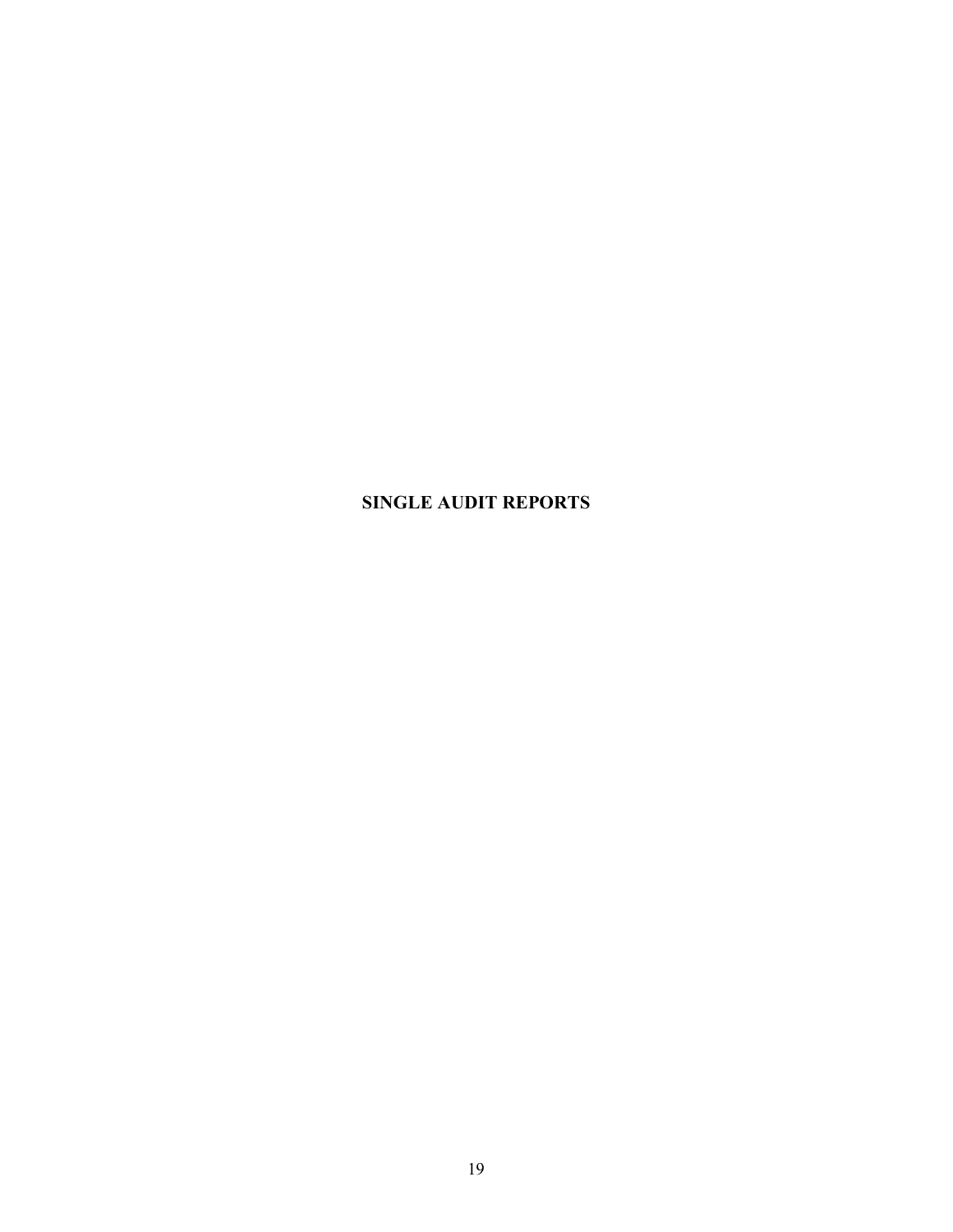# SINGLE AUDIT REPORTS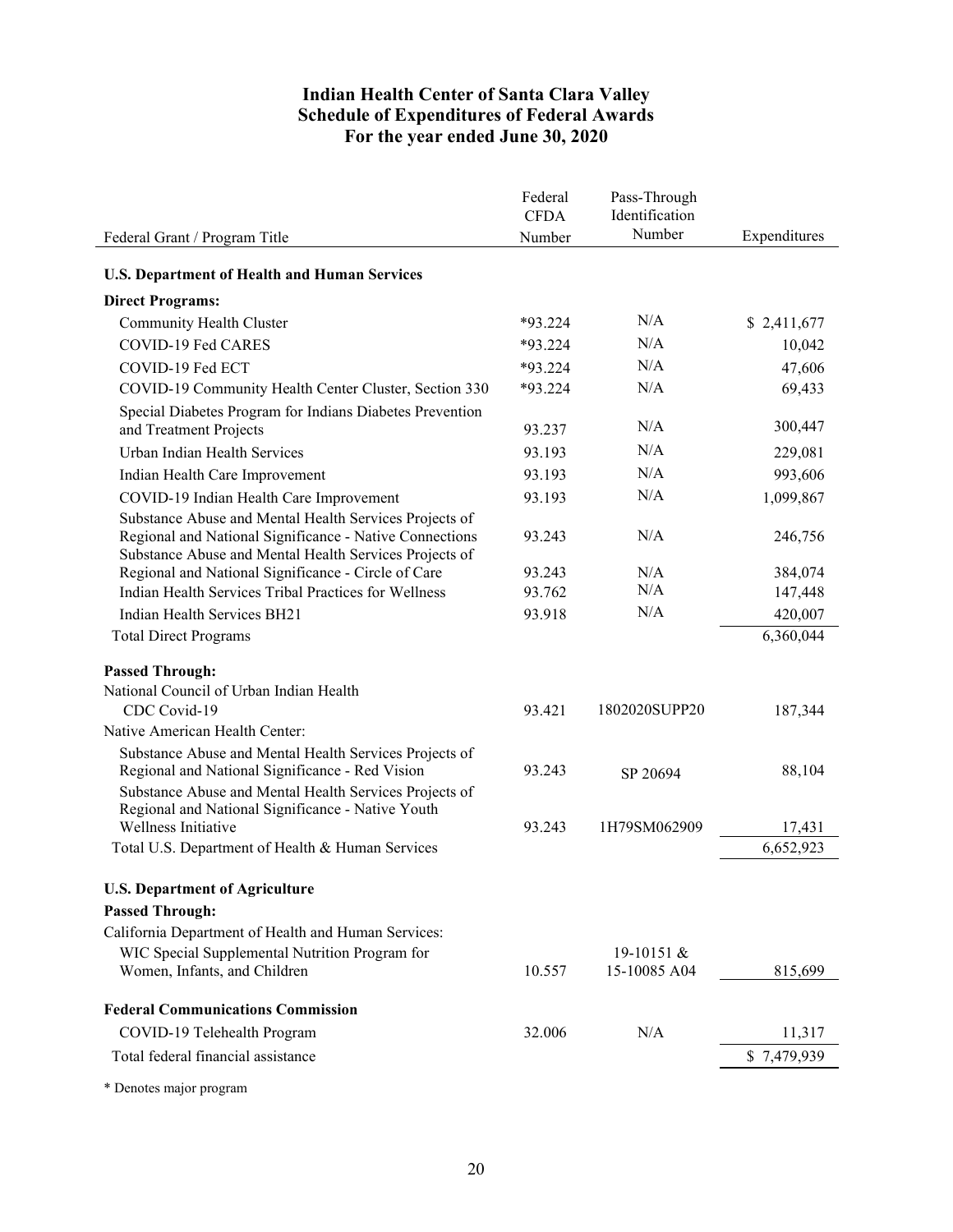# Indian Health Center of Santa Clara Valley
## Schedule of Expenditures of Federal Awards
### For the year ended June 30, 2020

| Federal Grant / Program Title | Federal CFDA Number | Pass-Through Identification Number | Expenditures |
|---|---|---|---|
| **U.S. Department of Health and Human Services** | | | |
| **Direct Programs:** | | | |
| Community Health Cluster | *93.224 | N/A | $ 2,411,677 |
| COVID-19 Fed CARES | *93.224 | N/A | 10,042 |
| COVID-19 Fed ECT | *93.224 | N/A | 47,606 |
| COVID-19 Community Health Center Cluster, Section 330 | *93.224 | N/A | 69,433 |
| Special Diabetes Program for Indians Diabetes Prevention and Treatment Projects | 93.237 | N/A | 300,447 |
| Urban Indian Health Services | 93.193 | N/A | 229,081 |
| Indian Health Care Improvement | 93.193 | N/A | 993,606 |
| COVID-19 Indian Health Care Improvement | 93.193 | N/A | 1,099,867 |
| Substance Abuse and Mental Health Services Projects of Regional and National Significance - Native Connections | 93.243 | N/A | 246,756 |
| Substance Abuse and Mental Health Services Projects of Regional and National Significance - Circle of Care | 93.243 | N/A | 384,074 |
| Indian Health Services Tribal Practices for Wellness | 93.762 | N/A | 147,448 |
| Indian Health Services BH21 | 93.918 | N/A | 420,007 |
| Total Direct Programs | | | 6,360,044 |
| **Passed Through:** | | | |
| National Council of Urban Indian Health | | | |
| CDC Covid-19 | 93.421 | 1802020SUPP20 | 187,344 |
| Native American Health Center: | | | |
| Substance Abuse and Mental Health Services Projects of Regional and National Significance - Red Vision | 93.243 | SP 20694 | 88,104 |
| Substance Abuse and Mental Health Services Projects of Regional and National Significance - Native Youth Wellness Initiative | 93.243 | 1H79SM062909 | 17,431 |
| Total U.S. Department of Health & Human Services | | | 6,652,923 |
| **U.S. Department of Agriculture** | | | |
| **Passed Through:** | | | |
| California Department of Health and Human Services: | | | |
| WIC Special Supplemental Nutrition Program for Women, Infants, and Children | 10.557 | 19-10151 & 15-10085 A04 | 815,699 |
| **Federal Communications Commission** | | | |
| COVID-19 Telehealth Program | 32.006 | N/A | 11,317 |
| Total federal financial assistance | | | $ 7,479,939 |

\* Denotes major program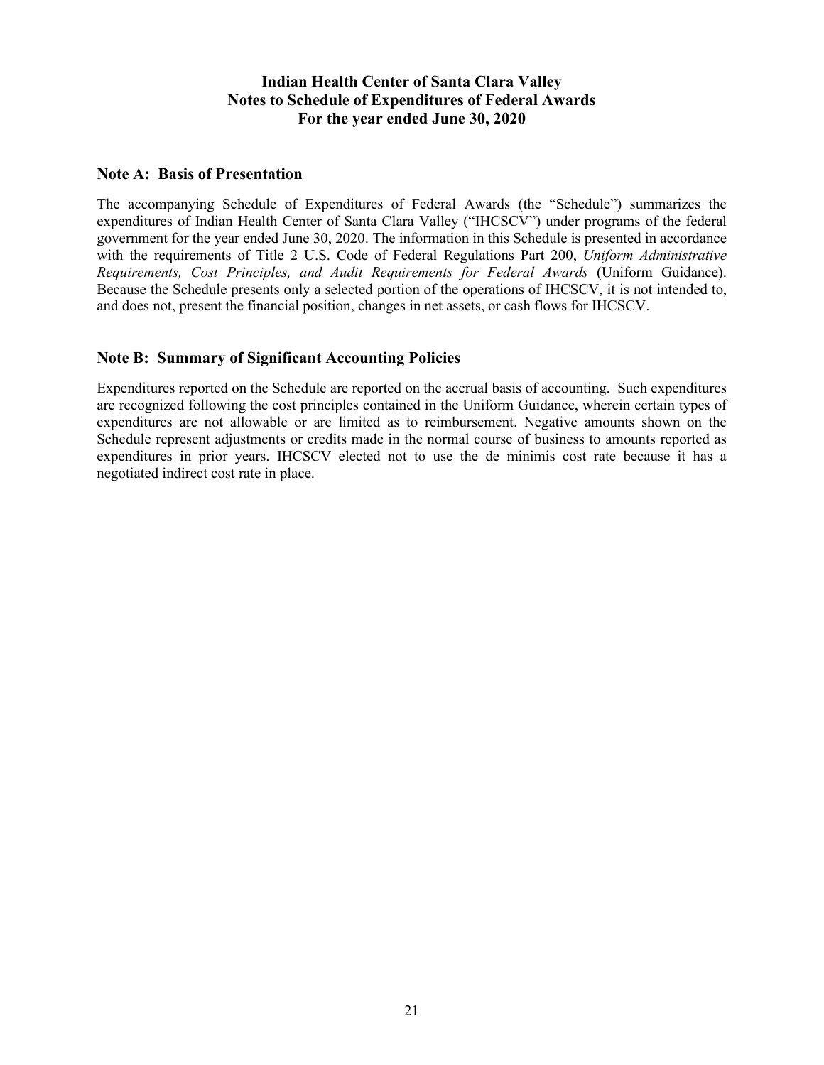# Indian Health Center of Santa Clara Valley
# Notes to Schedule of Expenditures of Federal Awards
# For the year ended June 30, 2020

## Note A: Basis of Presentation

The accompanying Schedule of Expenditures of Federal Awards (the "Schedule") summarizes the expenditures of Indian Health Center of Santa Clara Valley ("IHCSCV") under programs of the federal government for the year ended June 30, 2020. The information in this Schedule is presented in accordance with the requirements of Title 2 U.S. Code of Federal Regulations Part 200, *Uniform Administrative Requirements, Cost Principles, and Audit Requirements for Federal Awards* (Uniform Guidance). Because the Schedule presents only a selected portion of the operations of IHCSCV, it is not intended to, and does not, present the financial position, changes in net assets, or cash flows for IHCSCV.

## Note B: Summary of Significant Accounting Policies

Expenditures reported on the Schedule are reported on the accrual basis of accounting. Such expenditures are recognized following the cost principles contained in the Uniform Guidance, wherein certain types of expenditures are not allowable or are limited as to reimbursement. Negative amounts shown on the Schedule represent adjustments or credits made in the normal course of business to amounts reported as expenditures in prior years. IHCSCV elected not to use the de minimis cost rate because it has a negotiated indirect cost rate in place.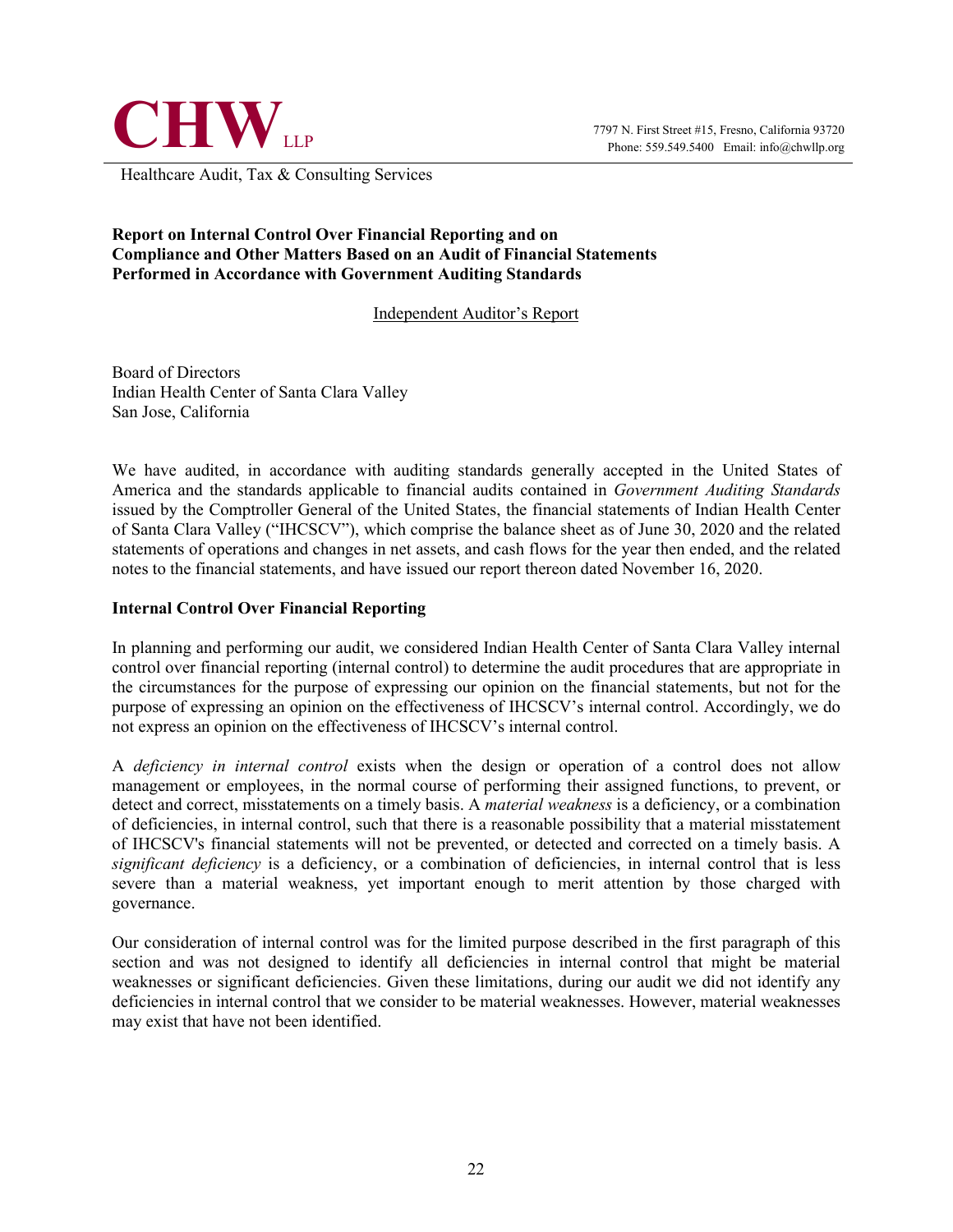**CHW** LLP

7797 N. First Street #15, Fresno, California 93720
Phone: 559.549.5400 Email: info@chwllp.org

Healthcare Audit, Tax & Consulting Services

**Report on Internal Control Over Financial Reporting and on Compliance and Other Matters Based on an Audit of Financial Statements Performed in Accordance with Government Auditing Standards**

Independent Auditor's Report

Board of Directors
Indian Health Center of Santa Clara Valley
San Jose, California

We have audited, in accordance with auditing standards generally accepted in the United States of America and the standards applicable to financial audits contained in *Government Auditing Standards* issued by the Comptroller General of the United States, the financial statements of Indian Health Center of Santa Clara Valley ("IHCSCV"), which comprise the balance sheet as of June 30, 2020 and the related statements of operations and changes in net assets, and cash flows for the year then ended, and the related notes to the financial statements, and have issued our report thereon dated November 16, 2020.

**Internal Control Over Financial Reporting**

In planning and performing our audit, we considered Indian Health Center of Santa Clara Valley internal control over financial reporting (internal control) to determine the audit procedures that are appropriate in the circumstances for the purpose of expressing our opinion on the financial statements, but not for the purpose of expressing an opinion on the effectiveness of IHCSCV's internal control. Accordingly, we do not express an opinion on the effectiveness of IHCSCV's internal control.

A *deficiency in internal control* exists when the design or operation of a control does not allow management or employees, in the normal course of performing their assigned functions, to prevent, or detect and correct, misstatements on a timely basis. A *material weakness* is a deficiency, or a combination of deficiencies, in internal control, such that there is a reasonable possibility that a material misstatement of IHCSCV's financial statements will not be prevented, or detected and corrected on a timely basis. A *significant deficiency* is a deficiency, or a combination of deficiencies, in internal control that is less severe than a material weakness, yet important enough to merit attention by those charged with governance.

Our consideration of internal control was for the limited purpose described in the first paragraph of this section and was not designed to identify all deficiencies in internal control that might be material weaknesses or significant deficiencies. Given these limitations, during our audit we did not identify any deficiencies in internal control that we consider to be material weaknesses. However, material weaknesses may exist that have not been identified.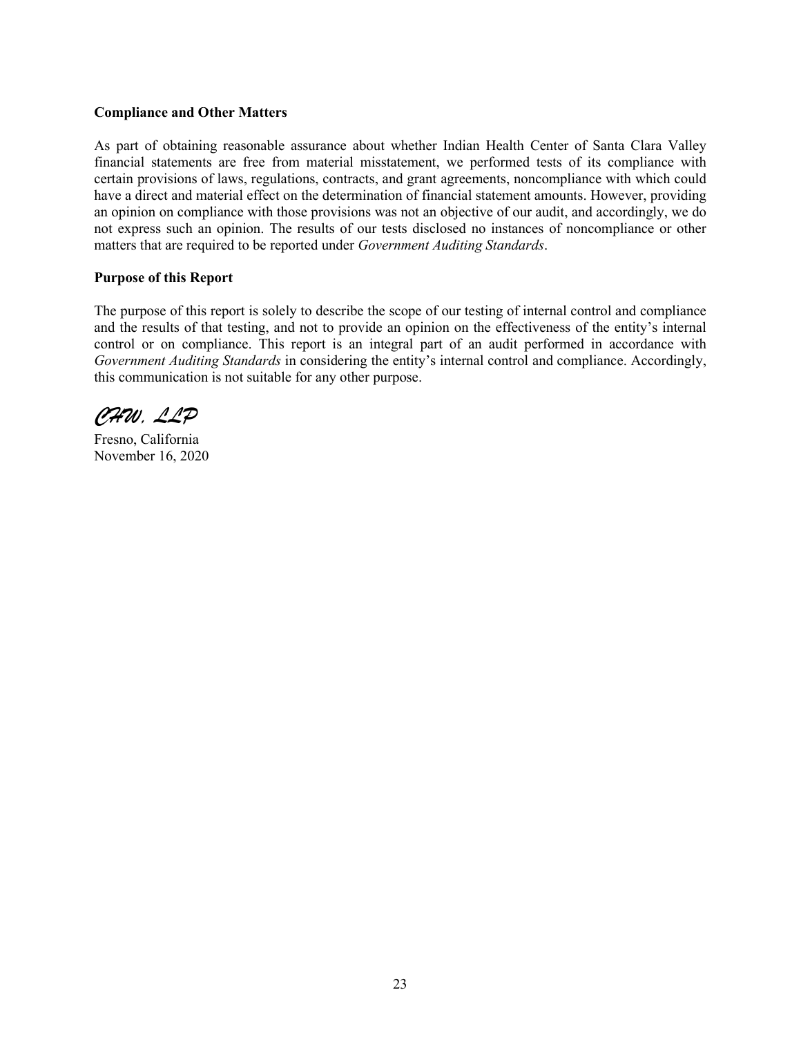**Compliance and Other Matters**

As part of obtaining reasonable assurance about whether Indian Health Center of Santa Clara Valley financial statements are free from material misstatement, we performed tests of its compliance with certain provisions of laws, regulations, contracts, and grant agreements, noncompliance with which could have a direct and material effect on the determination of financial statement amounts. However, providing an opinion on compliance with those provisions was not an objective of our audit, and accordingly, we do not express such an opinion. The results of our tests disclosed no instances of noncompliance or other matters that are required to be reported under *Government Auditing Standards*.

**Purpose of this Report**

The purpose of this report is solely to describe the scope of our testing of internal control and compliance and the results of that testing, and not to provide an opinion on the effectiveness of the entity's internal control or on compliance. This report is an integral part of an audit performed in accordance with *Government Auditing Standards* in considering the entity's internal control and compliance. Accordingly, this communication is not suitable for any other purpose.

*CHW, LLP*

Fresno, California
November 16, 2020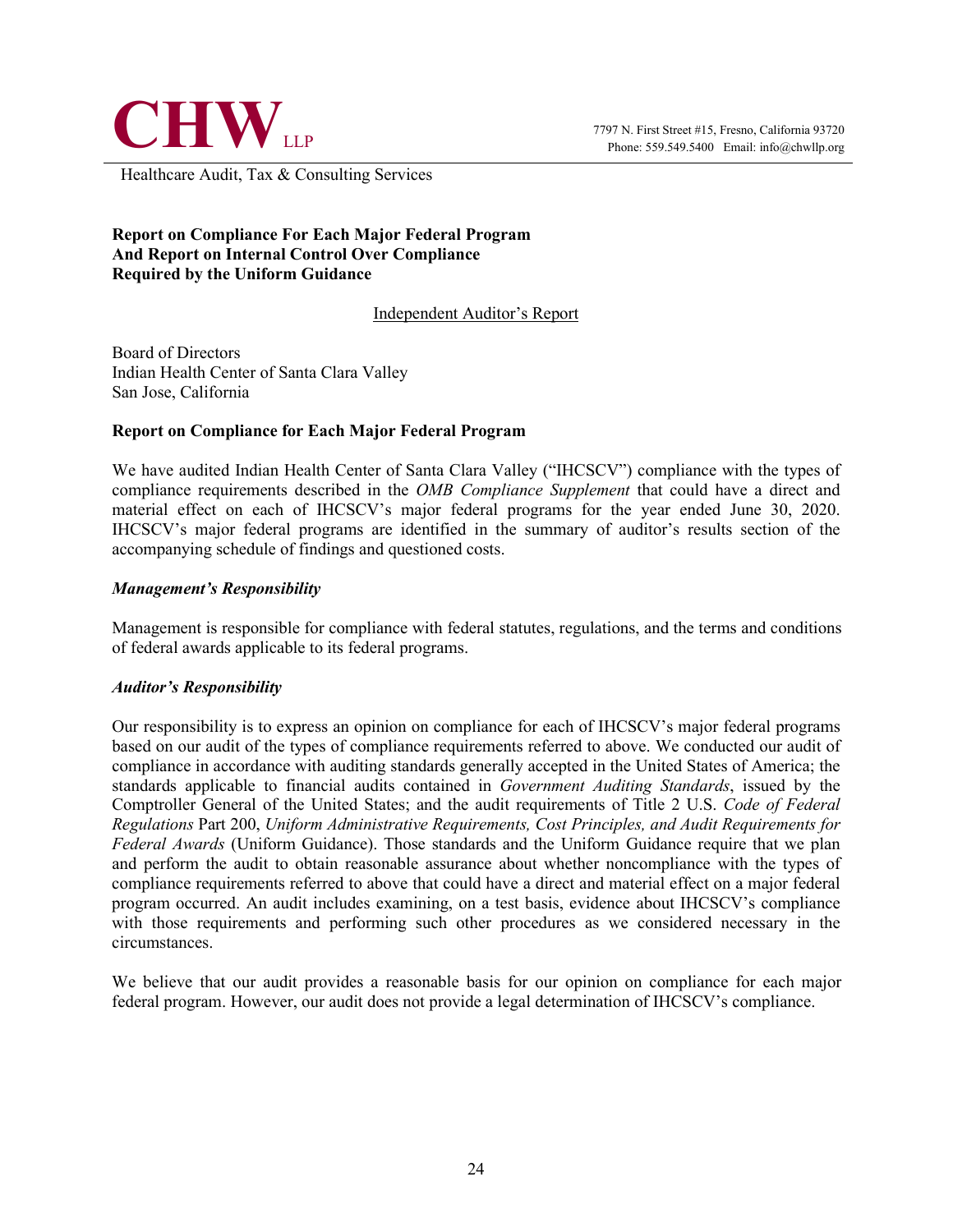**CHW** LLP

7797 N. First Street #15, Fresno, California 93720
Phone: 559.549.5400 Email: info@chwllp.org

Healthcare Audit, Tax & Consulting Services

**Report on Compliance For Each Major Federal Program**
**And Report on Internal Control Over Compliance**
**Required by the Uniform Guidance**

Independent Auditor's Report

Board of Directors
Indian Health Center of Santa Clara Valley
San Jose, California

**Report on Compliance for Each Major Federal Program**

We have audited Indian Health Center of Santa Clara Valley ("IHCSCV") compliance with the types of compliance requirements described in the *OMB Compliance Supplement* that could have a direct and material effect on each of IHCSCV's major federal programs for the year ended June 30, 2020. IHCSCV's major federal programs are identified in the summary of auditor's results section of the accompanying schedule of findings and questioned costs.

***Management's Responsibility***

Management is responsible for compliance with federal statutes, regulations, and the terms and conditions of federal awards applicable to its federal programs.

***Auditor's Responsibility***

Our responsibility is to express an opinion on compliance for each of IHCSCV's major federal programs based on our audit of the types of compliance requirements referred to above. We conducted our audit of compliance in accordance with auditing standards generally accepted in the United States of America; the standards applicable to financial audits contained in *Government Auditing Standards*, issued by the Comptroller General of the United States; and the audit requirements of Title 2 U.S. *Code of Federal Regulations* Part 200, *Uniform Administrative Requirements, Cost Principles, and Audit Requirements for Federal Awards* (Uniform Guidance). Those standards and the Uniform Guidance require that we plan and perform the audit to obtain reasonable assurance about whether noncompliance with the types of compliance requirements referred to above that could have a direct and material effect on a major federal program occurred. An audit includes examining, on a test basis, evidence about IHCSCV's compliance with those requirements and performing such other procedures as we considered necessary in the circumstances.

We believe that our audit provides a reasonable basis for our opinion on compliance for each major federal program. However, our audit does not provide a legal determination of IHCSCV's compliance.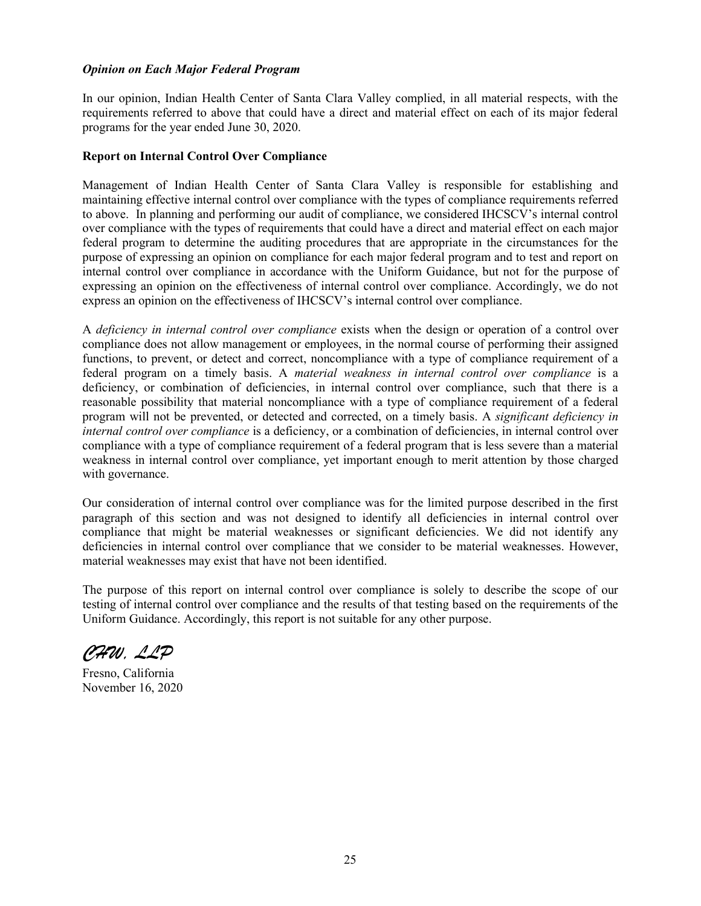***Opinion on Each Major Federal Program***

In our opinion, Indian Health Center of Santa Clara Valley complied, in all material respects, with the requirements referred to above that could have a direct and material effect on each of its major federal programs for the year ended June 30, 2020.

**Report on Internal Control Over Compliance**

Management of Indian Health Center of Santa Clara Valley is responsible for establishing and maintaining effective internal control over compliance with the types of compliance requirements referred to above. In planning and performing our audit of compliance, we considered IHCSCV's internal control over compliance with the types of requirements that could have a direct and material effect on each major federal program to determine the auditing procedures that are appropriate in the circumstances for the purpose of expressing an opinion on compliance for each major federal program and to test and report on internal control over compliance in accordance with the Uniform Guidance, but not for the purpose of expressing an opinion on the effectiveness of internal control over compliance. Accordingly, we do not express an opinion on the effectiveness of IHCSCV's internal control over compliance.

A *deficiency in internal control over compliance* exists when the design or operation of a control over compliance does not allow management or employees, in the normal course of performing their assigned functions, to prevent, or detect and correct, noncompliance with a type of compliance requirement of a federal program on a timely basis. A *material weakness in internal control over compliance* is a deficiency, or combination of deficiencies, in internal control over compliance, such that there is a reasonable possibility that material noncompliance with a type of compliance requirement of a federal program will not be prevented, or detected and corrected, on a timely basis. A *significant deficiency in internal control over compliance* is a deficiency, or a combination of deficiencies, in internal control over compliance with a type of compliance requirement of a federal program that is less severe than a material weakness in internal control over compliance, yet important enough to merit attention by those charged with governance.

Our consideration of internal control over compliance was for the limited purpose described in the first paragraph of this section and was not designed to identify all deficiencies in internal control over compliance that might be material weaknesses or significant deficiencies. We did not identify any deficiencies in internal control over compliance that we consider to be material weaknesses. However, material weaknesses may exist that have not been identified.

The purpose of this report on internal control over compliance is solely to describe the scope of our testing of internal control over compliance and the results of that testing based on the requirements of the Uniform Guidance. Accordingly, this report is not suitable for any other purpose.

*CHW, LLP*

Fresno, California
November 16, 2020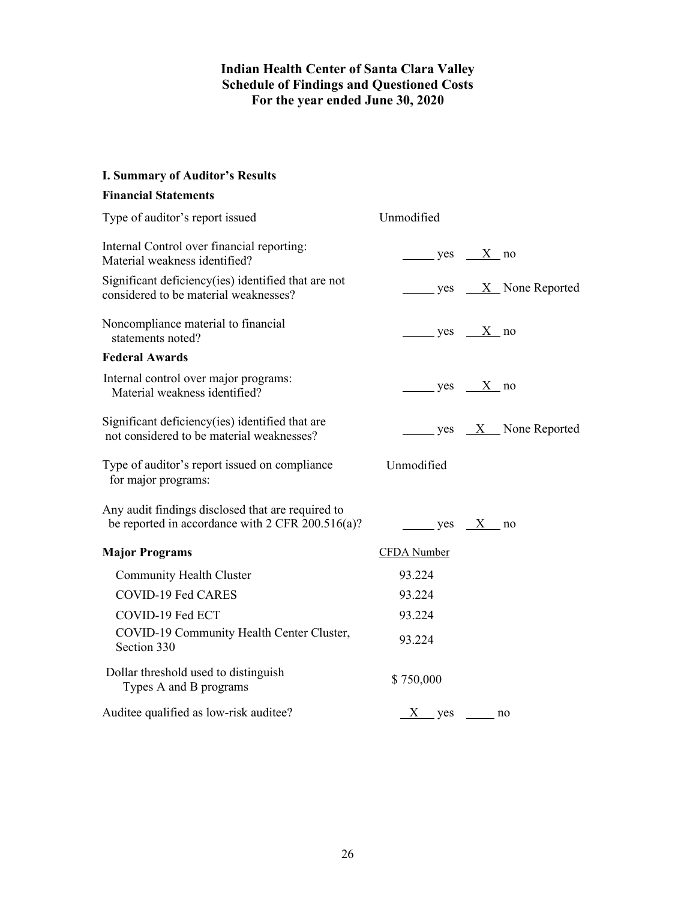# Indian Health Center of Santa Clara Valley
## Schedule of Findings and Questioned Costs
### For the year ended June 30, 2020

**I. Summary of Auditor's Results**

**Financial Statements**

| | |
|---|---|
| Type of auditor's report issued | Unmodified |
| Internal Control over financial reporting: Material weakness identified? | ____ yes __X__ no |
| Significant deficiency(ies) identified that are not considered to be material weaknesses? | ____ yes __X__ None Reported |
| Noncompliance material to financial statements noted? | ____ yes __X__ no |

**Federal Awards**

| | |
|---|---|
| Internal control over major programs: Material weakness identified? | ____ yes __X__ no |
| Significant deficiency(ies) identified that are not considered to be material weaknesses? | ____ yes __X__ None Reported |
| Type of auditor's report issued on compliance for major programs: | Unmodified |
| Any audit findings disclosed that are required to be reported in accordance with 2 CFR 200.516(a)? | ____ yes __X__ no |

| **Major Programs** | CFDA Number |
|---|---|
| Community Health Cluster | 93.224 |
| COVID-19 Fed CARES | 93.224 |
| COVID-19 Fed ECT | 93.224 |
| COVID-19 Community Health Center Cluster, Section 330 | 93.224 |

| | |
|---|---|
| Dollar threshold used to distinguish Types A and B programs | $ 750,000 |
| Auditee qualified as low-risk auditee? | __X__ yes ____ no |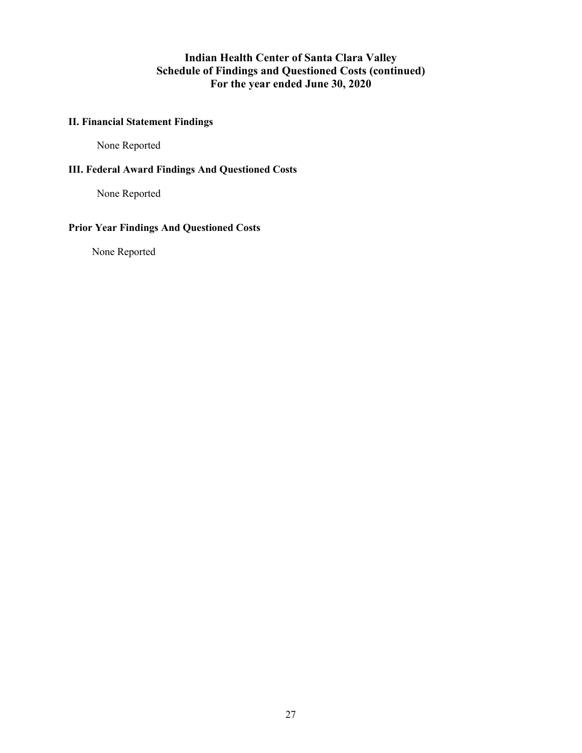# Indian Health Center of Santa Clara Valley
# Schedule of Findings and Questioned Costs (continued)
# For the year ended June 30, 2020

## II. Financial Statement Findings

None Reported

## III. Federal Award Findings And Questioned Costs

None Reported

## Prior Year Findings And Questioned Costs

None Reported